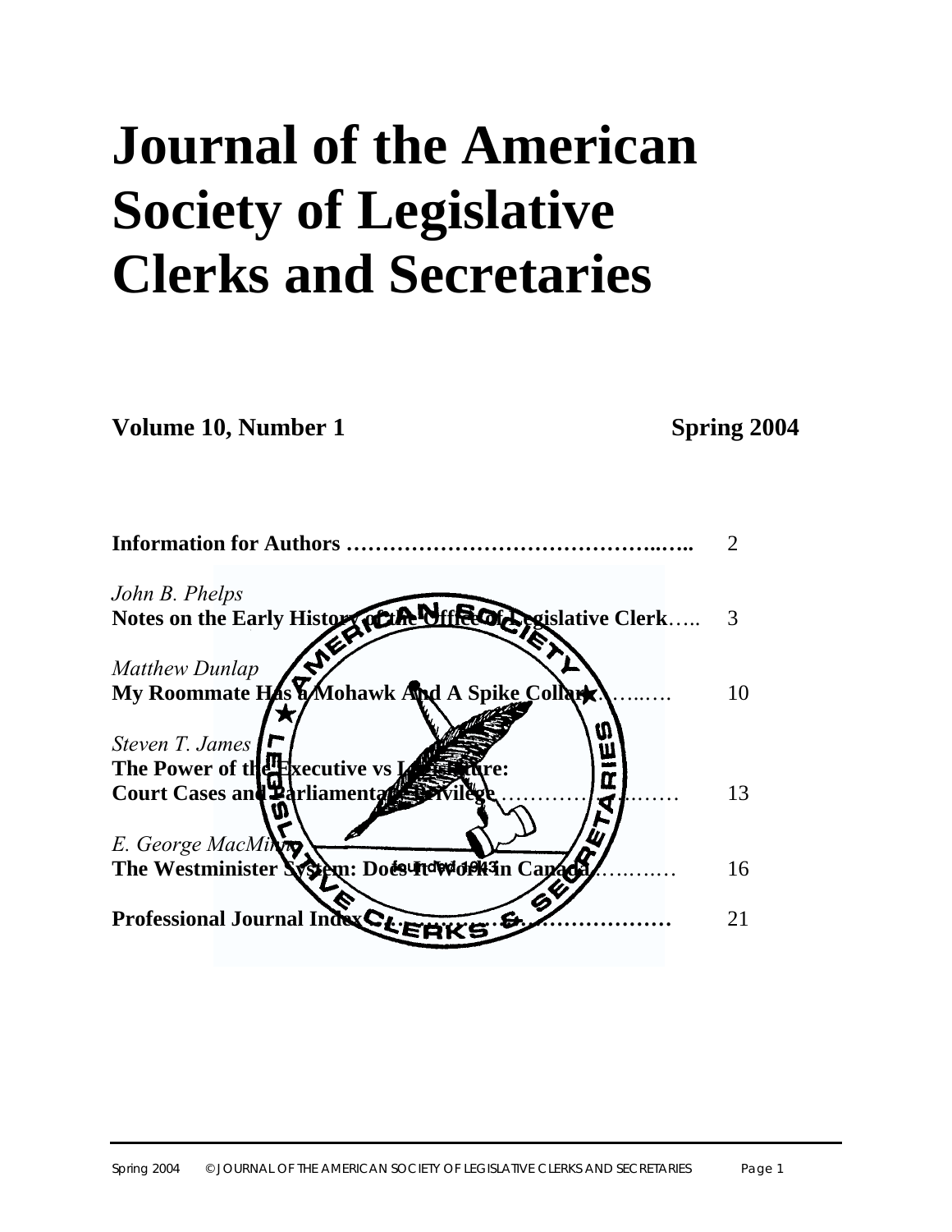# Journal of the American Society of Legislative Clerks and Secretaries

**Volume 10, Number 1** **Spring 2004**

**Information for Authors** …………………………………………..….. 2

*John B. Phelps*
**Notes on the Early History of the Office of Legislative Clerk**….. 3

*Matthew Dunlap*
**My Roommate Has a Mohawk And A Spike Collar**……..…. 10

*Steven T. James*
**The Power of the Executive vs Legislature: Court Cases and Parliamentary Privilege**……………………..…… 13

*E. George MacMinn*
**The Westminister System: Does It Work in Canada**…….….… 16

**Professional Journal Index**………………………………………… 21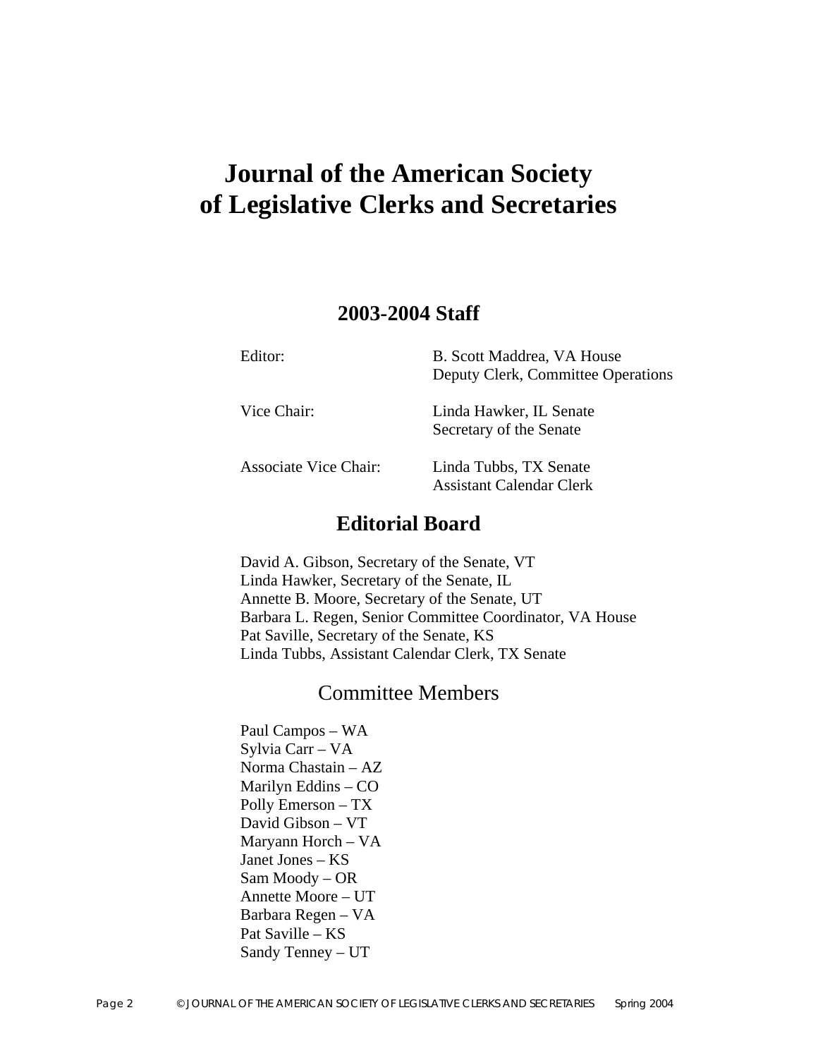# Journal of the American Society of Legislative Clerks and Secretaries

## 2003-2004 Staff

| | |
|---|---|
| Editor: | B. Scott Maddrea, VA House<br>Deputy Clerk, Committee Operations |
| Vice Chair: | Linda Hawker, IL Senate<br>Secretary of the Senate |
| Associate Vice Chair: | Linda Tubbs, TX Senate<br>Assistant Calendar Clerk |

## Editorial Board

David A. Gibson, Secretary of the Senate, VT
Linda Hawker, Secretary of the Senate, IL
Annette B. Moore, Secretary of the Senate, UT
Barbara L. Regen, Senior Committee Coordinator, VA House
Pat Saville, Secretary of the Senate, KS
Linda Tubbs, Assistant Calendar Clerk, TX Senate

## Committee Members

Paul Campos – WA
Sylvia Carr – VA
Norma Chastain – AZ
Marilyn Eddins – CO
Polly Emerson – TX
David Gibson – VT
Maryann Horch – VA
Janet Jones – KS
Sam Moody – OR
Annette Moore – UT
Barbara Regen – VA
Pat Saville – KS
Sandy Tenney – UT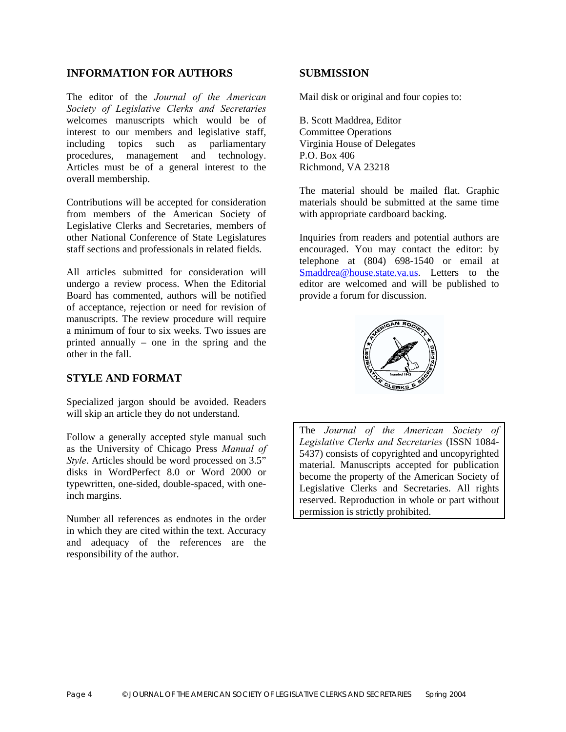## INFORMATION FOR AUTHORS

The editor of the *Journal of the American Society of Legislative Clerks and Secretaries* welcomes manuscripts which would be of interest to our members and legislative staff, including topics such as parliamentary procedures, management and technology. Articles must be of a general interest to the overall membership.

Contributions will be accepted for consideration from members of the American Society of Legislative Clerks and Secretaries, members of other National Conference of State Legislatures staff sections and professionals in related fields.

All articles submitted for consideration will undergo a review process. When the Editorial Board has commented, authors will be notified of acceptance, rejection or need for revision of manuscripts. The review procedure will require a minimum of four to six weeks. Two issues are printed annually – one in the spring and the other in the fall.

## STYLE AND FORMAT

Specialized jargon should be avoided. Readers will skip an article they do not understand.

Follow a generally accepted style manual such as the University of Chicago Press *Manual of Style*. Articles should be word processed on 3.5" disks in WordPerfect 8.0 or Word 2000 or typewritten, one-sided, double-spaced, with one-inch margins.

Number all references as endnotes in the order in which they are cited within the text. Accuracy and adequacy of the references are the responsibility of the author.

## SUBMISSION

Mail disk or original and four copies to:

B. Scott Maddrea, Editor
Committee Operations
Virginia House of Delegates
P.O. Box 406
Richmond, VA 23218

The material should be mailed flat. Graphic materials should be submitted at the same time with appropriate cardboard backing.

Inquiries from readers and potential authors are encouraged. You may contact the editor: by telephone at (804) 698-1540 or email at Smaddrea@house.state.va.us. Letters to the editor are welcomed and will be published to provide a forum for discussion.

The *Journal of the American Society of Legislative Clerks and Secretaries* (ISSN 1084-5437) consists of copyrighted and uncopyrighted material. Manuscripts accepted for publication become the property of the American Society of Legislative Clerks and Secretaries. All rights reserved. Reproduction in whole or part without permission is strictly prohibited.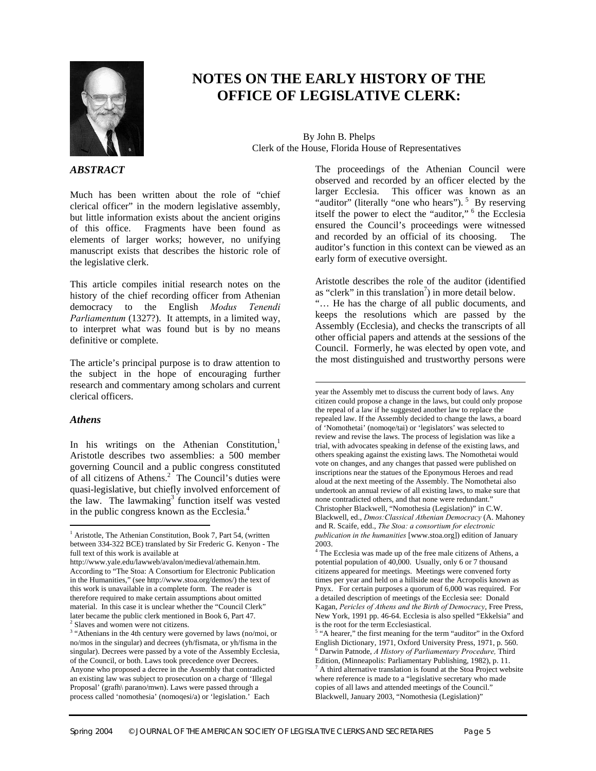// Skipping the author photo: no images were detected on this page, so it gets no image_ref.
# NOTES ON THE EARLY HISTORY OF THE OFFICE OF LEGISLATIVE CLERK:

By John B. Phelps
Clerk of the House, Florida House of Representatives

### *ABSTRACT*

Much has been written about the role of "chief clerical officer" in the modern legislative assembly, but little information exists about the ancient origins of this office. Fragments have been found as elements of larger works; however, no unifying manuscript exists that describes the historic role of the legislative clerk.

This article compiles initial research notes on the history of the chief recording officer from Athenian democracy to the English *Modus Tenendi Parliamentum* (1327?). It attempts, in a limited way, to interpret what was found but is by no means definitive or complete.

The article's principal purpose is to draw attention to the subject in the hope of encouraging further research and commentary among scholars and current clerical officers.

### *Athens*

In his writings on the Athenian Constitution,[1] Aristotle describes two assemblies: a 500 member governing Council and a public congress constituted of all citizens of Athens.[2] The Council's duties were quasi-legislative, but chiefly involved enforcement of the law. The lawmaking[3] function itself was vested in the public congress known as the Ecclesia.[4]

The proceedings of the Athenian Council were observed and recorded by an officer elected by the larger Ecclesia. This officer was known as an "auditor" (literally "one who hears").[5] By reserving itself the power to elect the "auditor,"[6] the Ecclesia ensured the Council's proceedings were witnessed and recorded by an official of its choosing. The auditor's function in this context can be viewed as an early form of executive oversight.

Aristotle describes the role of the auditor (identified as "clerk" in this translation[7]) in more detail below.

"… He has the charge of all public documents, and keeps the resolutions which are passed by the Assembly (Ecclesia), and checks the transcripts of all other official papers and attends at the sessions of the Council. Formerly, he was elected by open vote, and the most distinguished and trustworthy persons were

---

[1] Aristotle, The Athenian Constitution, Book 7, Part 54, (written between 334-322 BCE) translated by Sir Frederic G. Kenyon - The full text of this work is available at http://www.yale.edu/lawweb/avalon/medieval/athemain.htm. According to "The Stoa: A Consortium for Electronic Publication in the Humanities," (see http://www.stoa.org/demos/) the text of this work is unavailable in a complete form. The reader is therefore required to make certain assumptions about omitted material. In this case it is unclear whether the "Council Clerk" later became the public clerk mentioned in Book 6, Part 47.

[2] Slaves and women were not citizens.

[3] "Athenians in the 4th century were governed by laws (no/moi, or no/mos in the singular) and decrees (yh/fismata, or yh/fisma in the singular). Decrees were passed by a vote of the Assembly Ecclesia, of the Council, or both. Laws took precedence over Decrees. Anyone who proposed a decree in the Assembly that contradicted an existing law was subject to prosecution on a charge of 'Illegal Proposal' (grafh\ parano/mwn). Laws were passed through a process called 'nomothesia' (nomoqesi/a) or 'legislation.' Each year the Assembly met to discuss the current body of laws. Any citizen could propose a change in the laws, but could only propose the repeal of a law if he suggested another law to replace the repealed law. If the Assembly decided to change the laws, a board of 'Nomothetai' (nomoqe/tai) or 'legislators' was selected to review and revise the laws. The process of legislation was like a trial, with advocates speaking in defense of the existing laws, and others speaking against the existing laws. The Nomothetai would vote on changes, and any changes that passed were published on inscriptions near the statues of the Eponymous Heroes and read aloud at the next meeting of the Assembly. The Nomothetai also undertook an annual review of all existing laws, to make sure that none contradicted others, and that none were redundant." Christopher Blackwell, "Nomothesia (Legislation)" in C.W. Blackwell, ed., *Dmos:Classical Athenian Democracy* (A. Mahoney and R. Scaife, edd., *The Stoa: a consortium for electronic publication in the humanities* [www.stoa.org]) edition of January 2003.

[4] The Ecclesia was made up of the free male citizens of Athens, a potential population of 40,000. Usually, only 6 or 7 thousand citizens appeared for meetings. Meetings were convened forty times per year and held on a hillside near the Acropolis known as Pnyx. For certain purposes a quorum of 6,000 was required. For a detailed description of meetings of the Ecclesia see: Donald Kagan, *Pericles of Athens and the Birth of Democracy*, Free Press, New York, 1991 pp. 46-64. Ecclesia is also spelled "Ekkelsia" and is the root for the term Ecclesiastical.

[5] "A hearer," the first meaning for the term "auditor" in the Oxford English Dictionary, 1971, Oxford University Press, 1971, p. 560.

[6] Darwin Patnode, *A History of Parliamentary Procedure,* Third Edition, (Minneapolis: Parliamentary Publishing, 1982), p. 11.

[7] A third alternative translation is found at the Stoa Project website where reference is made to a "legislative secretary who made copies of all laws and attended meetings of the Council." Blackwell, January 2003, "Nomothesia (Legislation)"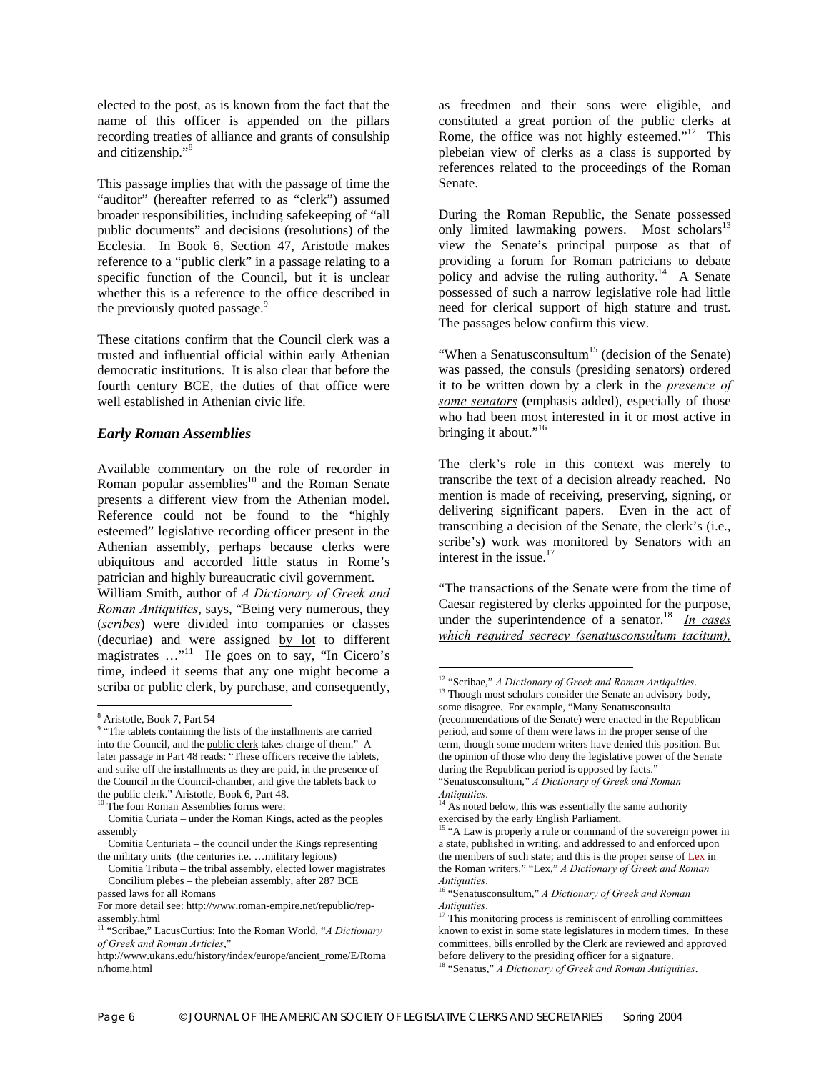elected to the post, as is known from the fact that the name of this officer is appended on the pillars recording treaties of alliance and grants of consulship and citizenship."[8]

This passage implies that with the passage of time the "auditor" (hereafter referred to as "clerk") assumed broader responsibilities, including safekeeping of "all public documents" and decisions (resolutions) of the Ecclesia. In Book 6, Section 47, Aristotle makes reference to a "public clerk" in a passage relating to a specific function of the Council, but it is unclear whether this is a reference to the office described in the previously quoted passage.[9]

These citations confirm that the Council clerk was a trusted and influential official within early Athenian democratic institutions. It is also clear that before the fourth century BCE, the duties of that office were well established in Athenian civic life.

### *Early Roman Assemblies*

Available commentary on the role of recorder in Roman popular assemblies[10] and the Roman Senate presents a different view from the Athenian model. Reference could not be found to the "highly esteemed" legislative recording officer present in the Athenian assembly, perhaps because clerks were ubiquitous and accorded little status in Rome's patrician and highly bureaucratic civil government. William Smith, author of *A Dictionary of Greek and Roman Antiquities*, says, "Being very numerous, they (*scribes*) were divided into companies or classes (decuriae) and were assigned <u>by lot</u> to different magistrates …"[11] He goes on to say, "In Cicero's time, indeed it seems that any one might become a scriba or public clerk, by purchase, and consequently, as freedmen and their sons were eligible, and constituted a great portion of the public clerks at Rome, the office was not highly esteemed."[12] This plebeian view of clerks as a class is supported by references related to the proceedings of the Roman Senate.

During the Roman Republic, the Senate possessed only limited lawmaking powers. Most scholars[13] view the Senate's principal purpose as that of providing a forum for Roman patricians to debate policy and advise the ruling authority.[14] A Senate possessed of such a narrow legislative role had little need for clerical support of high stature and trust. The passages below confirm this view.

"When a Senatusconsultum[15] (decision of the Senate) was passed, the consuls (presiding senators) ordered it to be written down by a clerk in the ***<u>presence of some senators</u>*** (emphasis added), especially of those who had been most interested in it or most active in bringing it about."[16]

The clerk's role in this context was merely to transcribe the text of a decision already reached. No mention is made of receiving, preserving, signing, or delivering significant papers. Even in the act of transcribing a decision of the Senate, the clerk's (i.e., scribe's) work was monitored by Senators with an interest in the issue.[17]

"The transactions of the Senate were from the time of Caesar registered by clerks appointed for the purpose, under the superintendence of a senator.[18] *<u>In cases which required secrecy (senatusconsultum tacitum),</u>*

---

[8] Aristotle, Book 7, Part 54

[9] "The tablets containing the lists of the installments are carried into the Council, and the <u>public clerk</u> takes charge of them." A later passage in Part 48 reads: "These officers receive the tablets, and strike off the installments as they are paid, in the presence of the Council in the Council-chamber, and give the tablets back to the public clerk." Aristotle, Book 6, Part 48.

[10] The four Roman Assemblies forms were:
Comitia Curiata – under the Roman Kings, acted as the peoples assembly
Comitia Centuriata – the council under the Kings representing the military units (the centuries i.e. …military legions)
Comitia Tributa – the tribal assembly, elected lower magistrates
Concilium plebes – the plebeian assembly, after 287 BCE passed laws for all Romans
For more detail see: http://www.roman-empire.net/republic/rep-assembly.html

[11] "Scribae," LacusCurtius: Into the Roman World, "*A Dictionary of Greek and Roman Articles*," http://www.ukans.edu/history/index/europe/ancient_rome/E/Roman/home.html

[12] "Scribae," *A Dictionary of Greek and Roman Antiquities*.

[13] Though most scholars consider the Senate an advisory body, some disagree. For example, "Many Senatusconsulta (recommendations of the Senate) were enacted in the Republican period, and some of them were laws in the proper sense of the term, though some modern writers have denied this position. But the opinion of those who deny the legislative power of the Senate during the Republican period is opposed by facts." "Senatusconsultum," *A Dictionary of Greek and Roman Antiquities*.

[14] As noted below, this was essentially the same authority exercised by the early English Parliament.

[15] "A Law is properly a rule or command of the sovereign power in a state, published in writing, and addressed to and enforced upon the members of such state; and this is the proper sense of Lex in the Roman writers." "Lex," *A Dictionary of Greek and Roman Antiquities*.

[16] "Senatusconsultum," *A Dictionary of Greek and Roman Antiquities*.

[17] This monitoring process is reminiscent of enrolling committees known to exist in some state legislatures in modern times. In these committees, bills enrolled by the Clerk are reviewed and approved before delivery to the presiding officer for a signature.

[18] "Senatus," *A Dictionary of Greek and Roman Antiquities*.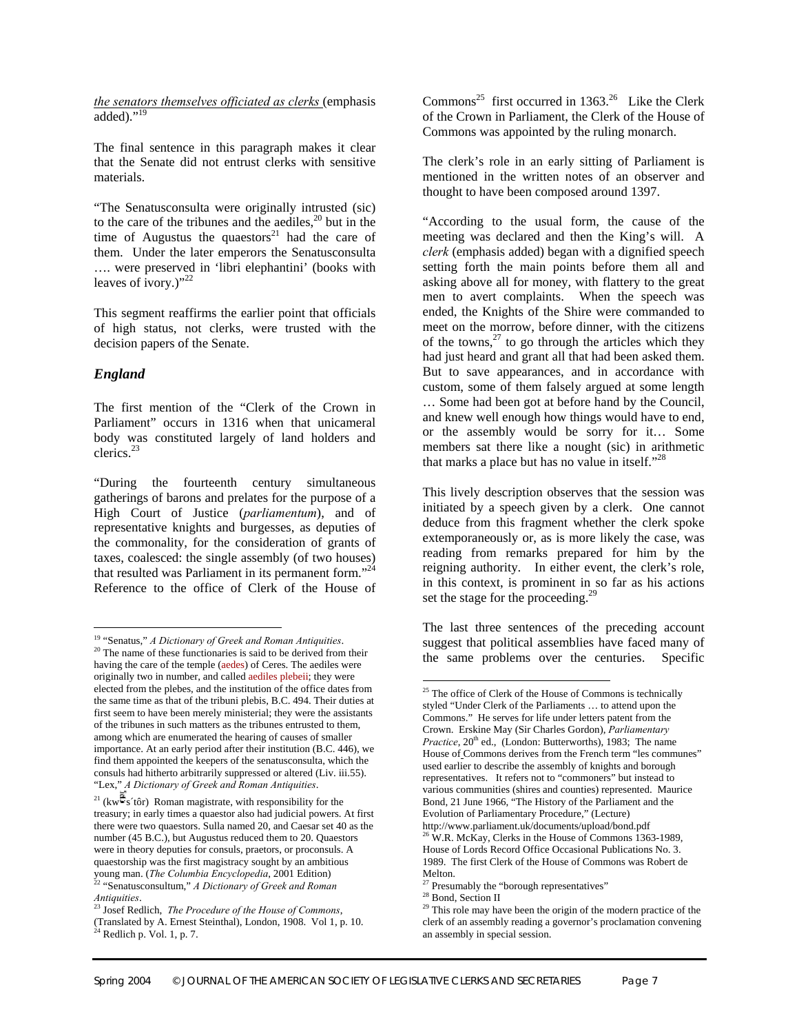*the senators themselves officiated as clerks* (emphasis added)."[19]

The final sentence in this paragraph makes it clear that the Senate did not entrust clerks with sensitive materials.

"The Senatusconsulta were originally intrusted (sic) to the care of the tribunes and the aediles,[20] but in the time of Augustus the quaestors[21] had the care of them. Under the later emperors the Senatusconsulta …. were preserved in 'libri elephantini' (books with leaves of ivory.)"[22]

This segment reaffirms the earlier point that officials of high status, not clerks, were trusted with the decision papers of the Senate.

### *England*

The first mention of the "Clerk of the Crown in Parliament" occurs in 1316 when that unicameral body was constituted largely of land holders and clerics.[23]

"During the fourteenth century simultaneous gatherings of barons and prelates for the purpose of a High Court of Justice (*parliamentum*), and of representative knights and burgesses, as deputies of the commonality, for the consideration of grants of taxes, coalesced: the single assembly (of two houses) that resulted was Parliament in its permanent form."[24] Reference to the office of Clerk of the House of Commons[25] first occurred in 1363.[26] Like the Clerk of the Crown in Parliament, the Clerk of the House of Commons was appointed by the ruling monarch.

The clerk's role in an early sitting of Parliament is mentioned in the written notes of an observer and thought to have been composed around 1397.

"According to the usual form, the cause of the meeting was declared and then the King's will. A *clerk* (emphasis added) began with a dignified speech setting forth the main points before them all and asking above all for money, with flattery to the great men to avert complaints. When the speech was ended, the Knights of the Shire were commanded to meet on the morrow, before dinner, with the citizens of the towns,[27] to go through the articles which they had just heard and grant all that had been asked them. But to save appearances, and in accordance with custom, some of them falsely argued at some length … Some had been got at before hand by the Council, and knew well enough how things would have to end, or the assembly would be sorry for it… Some members sat there like a nought (sic) in arithmetic that marks a place but has no value in itself."[28]

This lively description observes that the session was initiated by a speech given by a clerk. One cannot deduce from this fragment whether the clerk spoke extemporaneously or, as is more likely the case, was reading from remarks prepared for him by the reigning authority. In either event, the clerk's role, in this context, is prominent in so far as his actions set the stage for the proceeding.[29]

The last three sentences of the preceding account suggest that political assemblies have faced many of the same problems over the centuries. Specific

---

[19] "Senatus," *A Dictionary of Greek and Roman Antiquities*.

[20] The name of these functionaries is said to be derived from their having the care of the temple (aedes) of Ceres. The aediles were originally two in number, and called aediles plebeii; they were elected from the plebes, and the institution of the office dates from the same time as that of the tribuni plebis, B.C. 494. Their duties at first seem to have been merely ministerial; they were the assistants of the tribunes in such matters as the tribunes entrusted to them, among which are enumerated the hearing of causes of smaller importance. At an early period after their institution (B.C. 446), we find them appointed the keepers of the senatusconsulta, which the consuls had hitherto arbitrarily suppressed or altered (Liv. iii.55). "Lex," *A Dictionary of Greek and Roman Antiquities*.

[21] (kwēs´tôr) Roman magistrate, with responsibility for the treasury; in early times a quaestor also had judicial powers. At first there were two quaestors. Sulla named 20, and Caesar set 40 as the number (45 B.C.), but Augustus reduced them to 20. Quaestors were in theory deputies for consuls, praetors, or proconsuls. A quaestorship was the first magistracy sought by an ambitious young man. (*The Columbia Encyclopedia*, 2001 Edition)

[22] "Senatusconsultum," *A Dictionary of Greek and Roman Antiquities*.

[23] Josef Redlich, *The Procedure of the House of Commons*, (Translated by A. Ernest Steinthal), London, 1908. Vol 1, p. 10.

[24] Redlich p. Vol. 1, p. 7.

[25] The office of Clerk of the House of Commons is technically styled "Under Clerk of the Parliaments … to attend upon the Commons." He serves for life under letters patent from the Crown. Erskine May (Sir Charles Gordon), *Parliamentary Practice*, 20th ed., (London: Butterworths), 1983; The name House of Commons derives from the French term "les communes" used earlier to describe the assembly of knights and borough representatives. It refers not to "commoners" but instead to various communities (shires and counties) represented. Maurice Bond, 21 June 1966, "The History of the Parliament and the Evolution of Parliamentary Procedure," (Lecture) http://www.parliament.uk/documents/upload/bond.pdf

[26] W.R. McKay, Clerks in the House of Commons 1363-1989, House of Lords Record Office Occasional Publications No. 3. 1989. The first Clerk of the House of Commons was Robert de Melton.

[27] Presumably the "borough representatives"

[28] Bond, Section II

[29] This role may have been the origin of the modern practice of the clerk of an assembly reading a governor's proclamation convening an assembly in special session.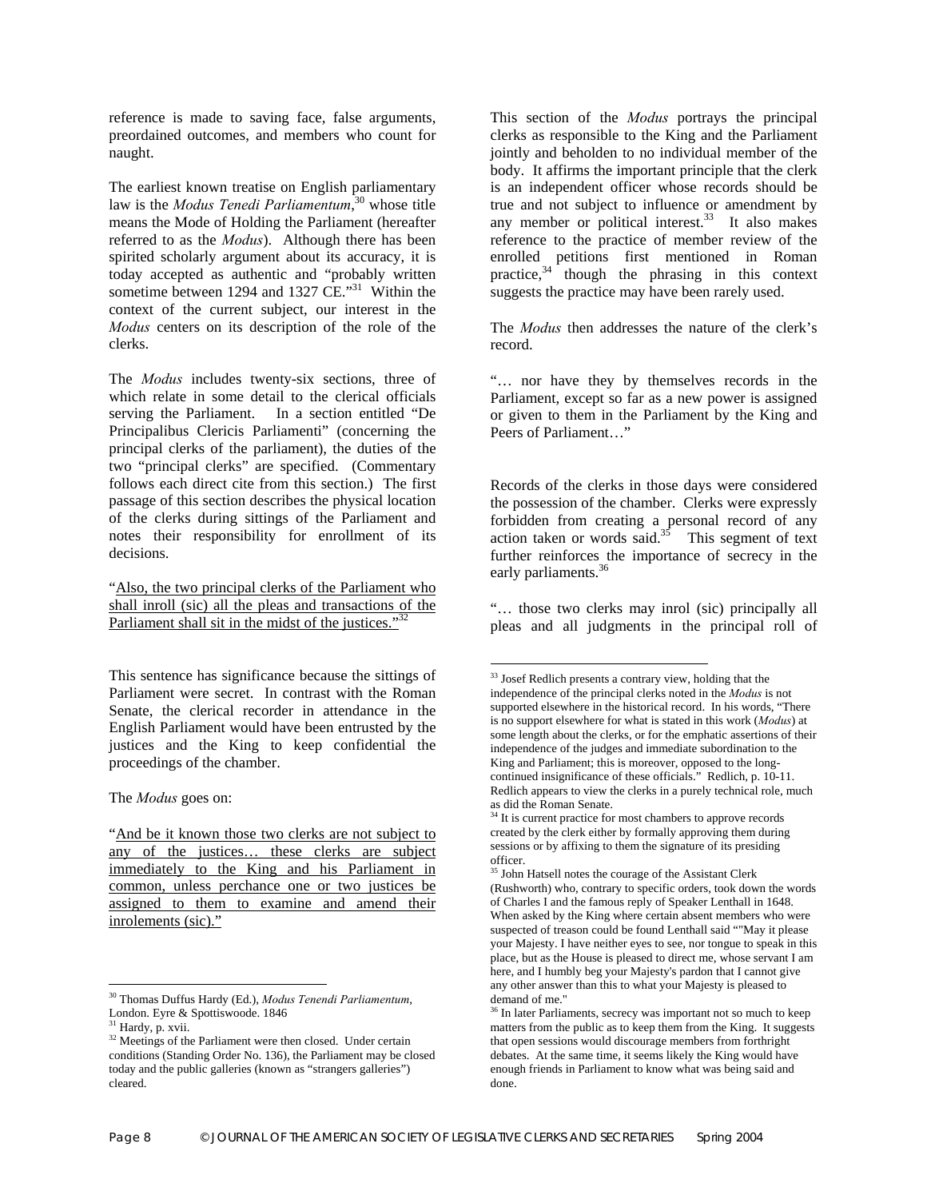reference is made to saving face, false arguments, preordained outcomes, and members who count for naught.

The earliest known treatise on English parliamentary law is the *Modus Tenedi Parliamentum*,[30] whose title means the Mode of Holding the Parliament (hereafter referred to as the *Modus*). Although there has been spirited scholarly argument about its accuracy, it is today accepted as authentic and "probably written sometime between 1294 and 1327 CE."[31] Within the context of the current subject, our interest in the *Modus* centers on its description of the role of the clerks.

The *Modus* includes twenty-six sections, three of which relate in some detail to the clerical officials serving the Parliament. In a section entitled "De Principalibus Clericis Parliamenti" (concerning the principal clerks of the parliament), the duties of the two "principal clerks" are specified. (Commentary follows each direct cite from this section.) The first passage of this section describes the physical location of the clerks during sittings of the Parliament and notes their responsibility for enrollment of its decisions.

"Also, the two principal clerks of the Parliament who shall inroll (sic) all the pleas and transactions of the Parliament shall sit in the midst of the justices."[32]

This sentence has significance because the sittings of Parliament were secret. In contrast with the Roman Senate, the clerical recorder in attendance in the English Parliament would have been entrusted by the justices and the King to keep confidential the proceedings of the chamber.

The *Modus* goes on:

"And be it known those two clerks are not subject to any of the justices… these clerks are subject immediately to the King and his Parliament in common, unless perchance one or two justices be assigned to them to examine and amend their inrolements (sic)."

This section of the *Modus* portrays the principal clerks as responsible to the King and the Parliament jointly and beholden to no individual member of the body. It affirms the important principle that the clerk is an independent officer whose records should be true and not subject to influence or amendment by any member or political interest.[33] It also makes reference to the practice of member review of the enrolled petitions first mentioned in Roman practice,[34] though the phrasing in this context suggests the practice may have been rarely used.

The *Modus* then addresses the nature of the clerk's record.

"… nor have they by themselves records in the Parliament, except so far as a new power is assigned or given to them in the Parliament by the King and Peers of Parliament…"

Records of the clerks in those days were considered the possession of the chamber. Clerks were expressly forbidden from creating a personal record of any action taken or words said.[35] This segment of text further reinforces the importance of secrecy in the early parliaments.[36]

"… those two clerks may inrol (sic) principally all pleas and all judgments in the principal roll of

---

[30] Thomas Duffus Hardy (Ed.), *Modus Tenendi Parliamentum*, London. Eyre & Spottiswoode. 1846

[31] Hardy, p. xvii.

[32] Meetings of the Parliament were then closed. Under certain conditions (Standing Order No. 136), the Parliament may be closed today and the public galleries (known as "strangers galleries") cleared.

[33] Josef Redlich presents a contrary view, holding that the independence of the principal clerks noted in the *Modus* is not supported elsewhere in the historical record. In his words, "There is no support elsewhere for what is stated in this work (*Modus*) at some length about the clerks, or for the emphatic assertions of their independence of the judges and immediate subordination to the King and Parliament; this is moreover, opposed to the long-continued insignificance of these officials." Redlich, p. 10-11. Redlich appears to view the clerks in a purely technical role, much as did the Roman Senate.

[34] It is current practice for most chambers to approve records created by the clerk either by formally approving them during sessions or by affixing to them the signature of its presiding officer.

[35] John Hatsell notes the courage of the Assistant Clerk (Rushworth) who, contrary to specific orders, took down the words of Charles I and the famous reply of Speaker Lenthall in 1648. When asked by the King where certain absent members who were suspected of treason could be found Lenthall said ""May it please your Majesty. I have neither eyes to see, nor tongue to speak in this place, but as the House is pleased to direct me, whose servant I am here, and I humbly beg your Majesty's pardon that I cannot give any other answer than this to what your Majesty is pleased to demand of me."

[36] In later Parliaments, secrecy was important not so much to keep matters from the public as to keep them from the King. It suggests that open sessions would discourage members from forthright debates. At the same time, it seems likely the King would have enough friends in Parliament to know what was being said and done.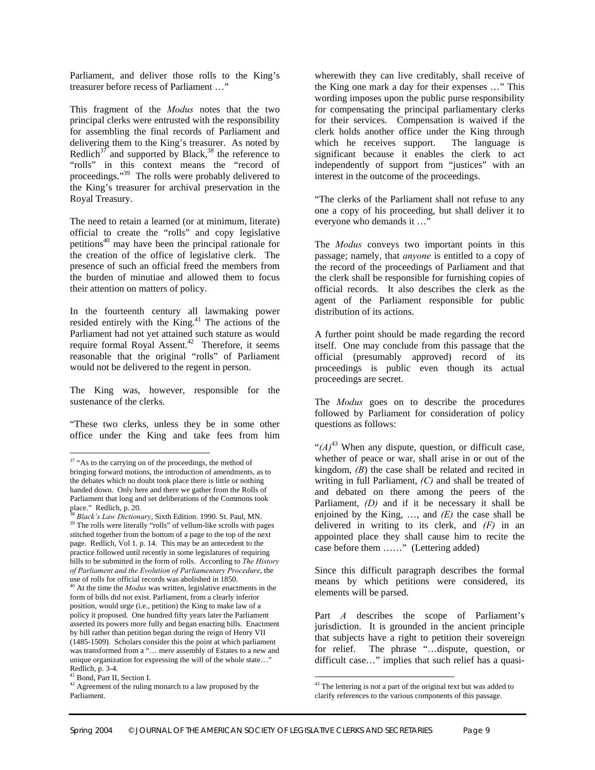Parliament, and deliver those rolls to the King's treasurer before recess of Parliament …"

This fragment of the *Modus* notes that the two principal clerks were entrusted with the responsibility for assembling the final records of Parliament and delivering them to the King's treasurer. As noted by Redlich[37] and supported by Black,[38] the reference to "rolls" in this context means the "record of proceedings."[39] The rolls were probably delivered to the King's treasurer for archival preservation in the Royal Treasury.

The need to retain a learned (or at minimum, literate) official to create the "rolls" and copy legislative petitions[40] may have been the principal rationale for the creation of the office of legislative clerk. The presence of such an official freed the members from the burden of minutiae and allowed them to focus their attention on matters of policy.

In the fourteenth century all lawmaking power resided entirely with the King.[41] The actions of the Parliament had not yet attained such stature as would require formal Royal Assent.[42] Therefore, it seems reasonable that the original "rolls" of Parliament would not be delivered to the regent in person.

The King was, however, responsible for the sustenance of the clerks.

"These two clerks, unless they be in some other office under the King and take fees from him wherewith they can live creditably, shall receive of the King one mark a day for their expenses …" This wording imposes upon the public purse responsibility for compensating the principal parliamentary clerks for their services. Compensation is waived if the clerk holds another office under the King through which he receives support. The language is significant because it enables the clerk to act independently of support from "justices" with an interest in the outcome of the proceedings.

"The clerks of the Parliament shall not refuse to any one a copy of his proceeding, but shall deliver it to everyone who demands it …"

The *Modus* conveys two important points in this passage; namely, that *anyone* is entitled to a copy of the record of the proceedings of Parliament and that the clerk shall be responsible for furnishing copies of official records. It also describes the clerk as the agent of the Parliament responsible for public distribution of its actions.

A further point should be made regarding the record itself. One may conclude from this passage that the official (presumably approved) record of its proceedings is public even though its actual proceedings are secret.

The *Modus* goes on to describe the procedures followed by Parliament for consideration of policy questions as follows:

"*(A)*[43] When any dispute, question, or difficult case, whether of peace or war, shall arise in or out of the kingdom, *(B)* the case shall be related and recited in writing in full Parliament, *(C)* and shall be treated of and debated on there among the peers of the Parliament, *(D)* and if it be necessary it shall be enjoined by the King, …, and *(E)* the case shall be delivered in writing to its clerk, and *(F)* in an appointed place they shall cause him to recite the case before them ……" (Lettering added)

Since this difficult paragraph describes the formal means by which petitions were considered, its elements will be parsed.

Part *A* describes the scope of Parliament's jurisdiction. It is grounded in the ancient principle that subjects have a right to petition their sovereign for relief. The phrase "…dispute, question, or difficult case…" implies that such relief has a quasi-

---

[37] "As to the carrying on of the proceedings, the method of bringing forward motions, the introduction of amendments, as to the debates which no doubt took place there is little or nothing handed down. Only here and there we gather from the Rolls of Parliament that long and set deliberations of the Commons took place." Redlich, p. 20.

[38] *Black's Law Dictionary*, Sixth Edition. 1990. St. Paul, MN.

[39] The rolls were literally "rolls" of vellum-like scrolls with pages stitched together from the bottom of a page to the top of the next page. Redlich, Vol 1. p. 14. This may be an antecedent to the practice followed until recently in some legislatures of requiring bills to be submitted in the form of rolls. According to *The History of Parliament and the Evolution of Parliamentary Procedure*, the use of rolls for official records was abolished in 1850.

[40] At the time the *Modus* was written, legislative enactments in the form of bills did not exist. Parliament, from a clearly inferior position, would urge (i.e., petition) the King to make law of a policy it proposed. One hundred fifty years later the Parliament asserted its powers more fully and began enacting bills. Enactment by bill rather than petition began during the reign of Henry VII (1485-1509). Scholars consider this the point at which parliament was transformed from a "… mere assembly of Estates to a new and unique organization for expressing the will of the whole state…" Redlich, p. 3-4.

[41] Bond, Part II, Section I.

[42] Agreement of the ruling monarch to a law proposed by the Parliament.

[43] The lettering is not a part of the original text but was added to clarify references to the various components of this passage.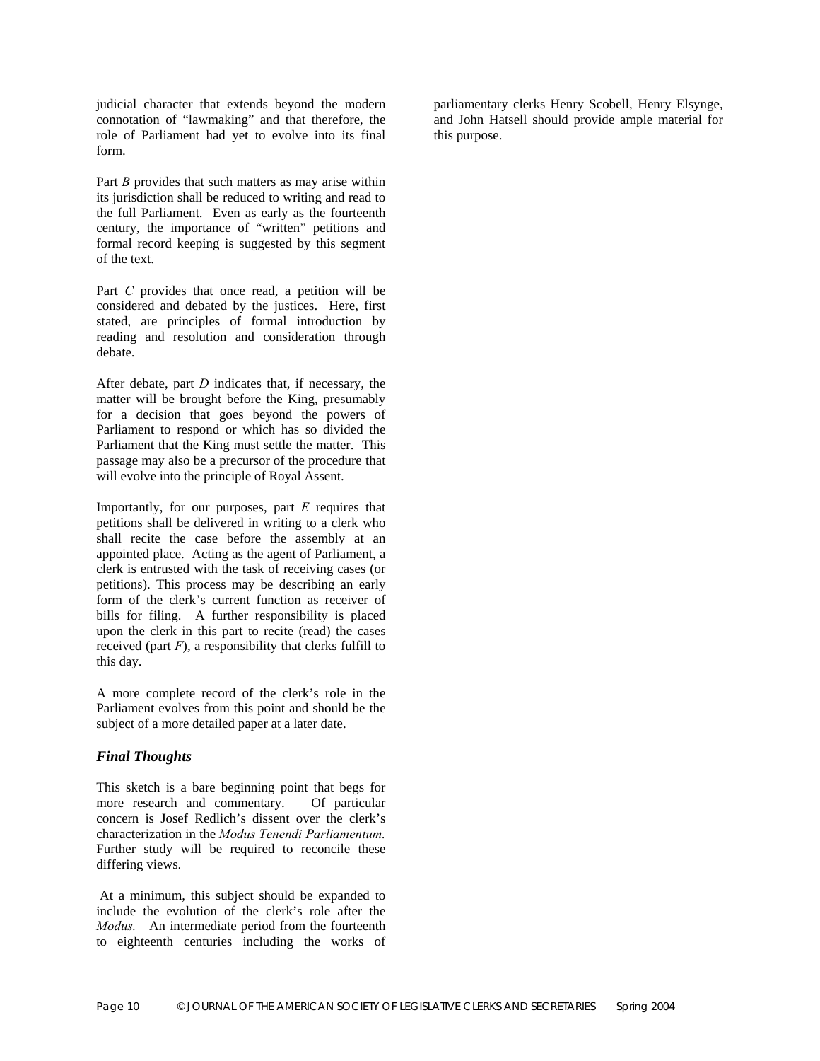judicial character that extends beyond the modern connotation of "lawmaking" and that therefore, the role of Parliament had yet to evolve into its final form.

Part *B* provides that such matters as may arise within its jurisdiction shall be reduced to writing and read to the full Parliament. Even as early as the fourteenth century, the importance of "written" petitions and formal record keeping is suggested by this segment of the text.

Part *C* provides that once read, a petition will be considered and debated by the justices. Here, first stated, are principles of formal introduction by reading and resolution and consideration through debate.

After debate, part *D* indicates that, if necessary, the matter will be brought before the King, presumably for a decision that goes beyond the powers of Parliament to respond or which has so divided the Parliament that the King must settle the matter. This passage may also be a precursor of the procedure that will evolve into the principle of Royal Assent.

Importantly, for our purposes, part *E* requires that petitions shall be delivered in writing to a clerk who shall recite the case before the assembly at an appointed place. Acting as the agent of Parliament, a clerk is entrusted with the task of receiving cases (or petitions). This process may be describing an early form of the clerk's current function as receiver of bills for filing. A further responsibility is placed upon the clerk in this part to recite (read) the cases received (part *F*), a responsibility that clerks fulfill to this day.

A more complete record of the clerk's role in the Parliament evolves from this point and should be the subject of a more detailed paper at a later date.

### *Final Thoughts*

This sketch is a bare beginning point that begs for more research and commentary. Of particular concern is Josef Redlich's dissent over the clerk's characterization in the *Modus Tenendi Parliamentum.* Further study will be required to reconcile these differing views.

At a minimum, this subject should be expanded to include the evolution of the clerk's role after the *Modus.* An intermediate period from the fourteenth to eighteenth centuries including the works of parliamentary clerks Henry Scobell, Henry Elsynge, and John Hatsell should provide ample material for this purpose.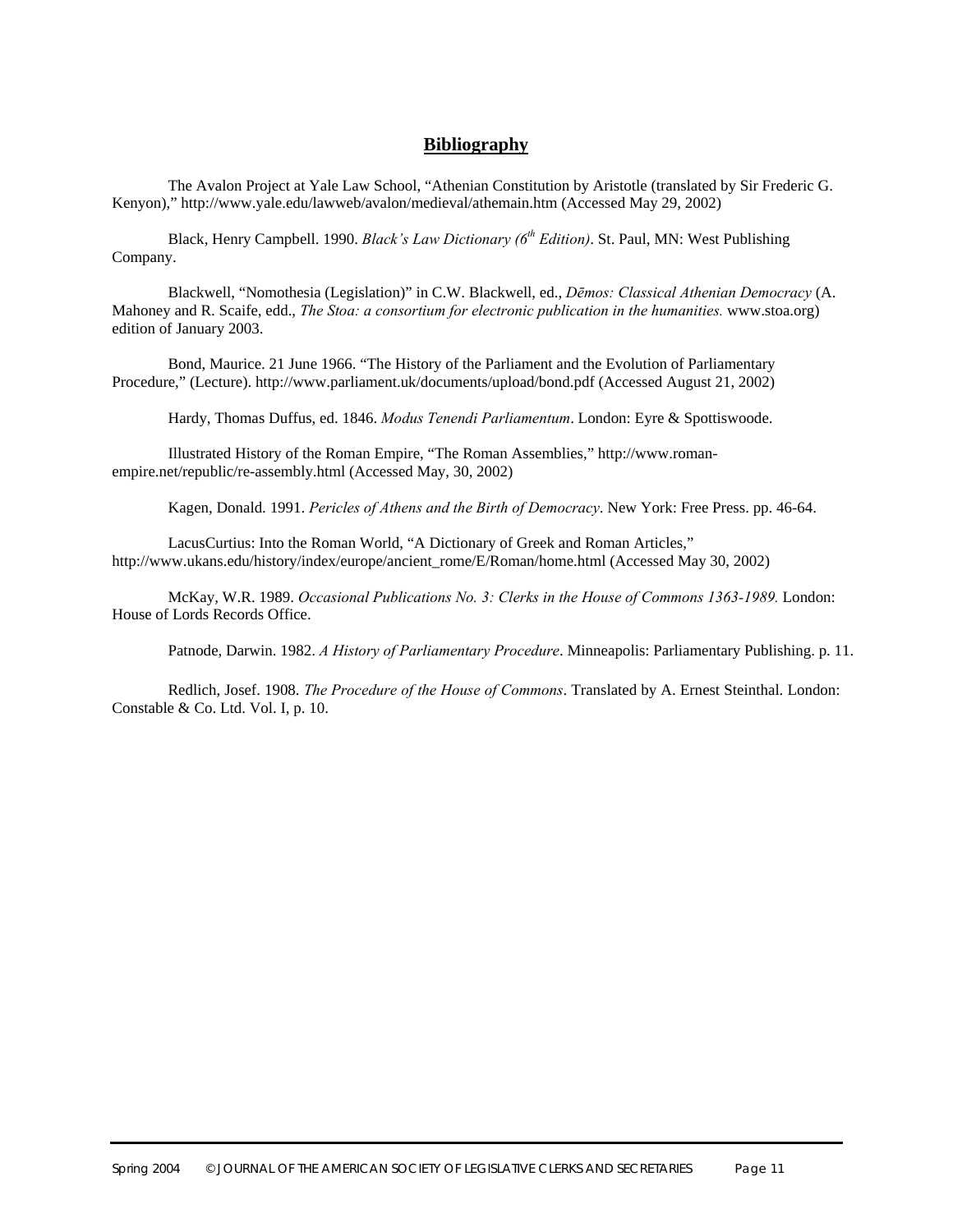## Bibliography

The Avalon Project at Yale Law School, "Athenian Constitution by Aristotle (translated by Sir Frederic G. Kenyon)," http://www.yale.edu/lawweb/avalon/medieval/athemain.htm (Accessed May 29, 2002)

Black, Henry Campbell. 1990. *Black's Law Dictionary (6th Edition)*. St. Paul, MN: West Publishing Company.

Blackwell, "Nomothesia (Legislation)" in C.W. Blackwell, ed., *Dēmos: Classical Athenian Democracy* (A. Mahoney and R. Scaife, edd., *The Stoa: a consortium for electronic publication in the humanities.* www.stoa.org) edition of January 2003.

Bond, Maurice. 21 June 1966. "The History of the Parliament and the Evolution of Parliamentary Procedure," (Lecture). http://www.parliament.uk/documents/upload/bond.pdf (Accessed August 21, 2002)

Hardy, Thomas Duffus, ed. 1846. *Modus Tenendi Parliamentum*. London: Eyre & Spottiswoode.

Illustrated History of the Roman Empire, "The Roman Assemblies," http://www.roman-empire.net/republic/re-assembly.html (Accessed May, 30, 2002)

Kagen, Donald. 1991. *Pericles of Athens and the Birth of Democracy*. New York: Free Press. pp. 46-64.

LacusCurtius: Into the Roman World, "A Dictionary of Greek and Roman Articles," http://www.ukans.edu/history/index/europe/ancient_rome/E/Roman/home.html (Accessed May 30, 2002)

McKay, W.R. 1989. *Occasional Publications No. 3: Clerks in the House of Commons 1363-1989.* London: House of Lords Records Office.

Patnode, Darwin. 1982. *A History of Parliamentary Procedure*. Minneapolis: Parliamentary Publishing. p. 11.

Redlich, Josef. 1908. *The Procedure of the House of Commons*. Translated by A. Ernest Steinthal. London: Constable & Co. Ltd. Vol. I, p. 10.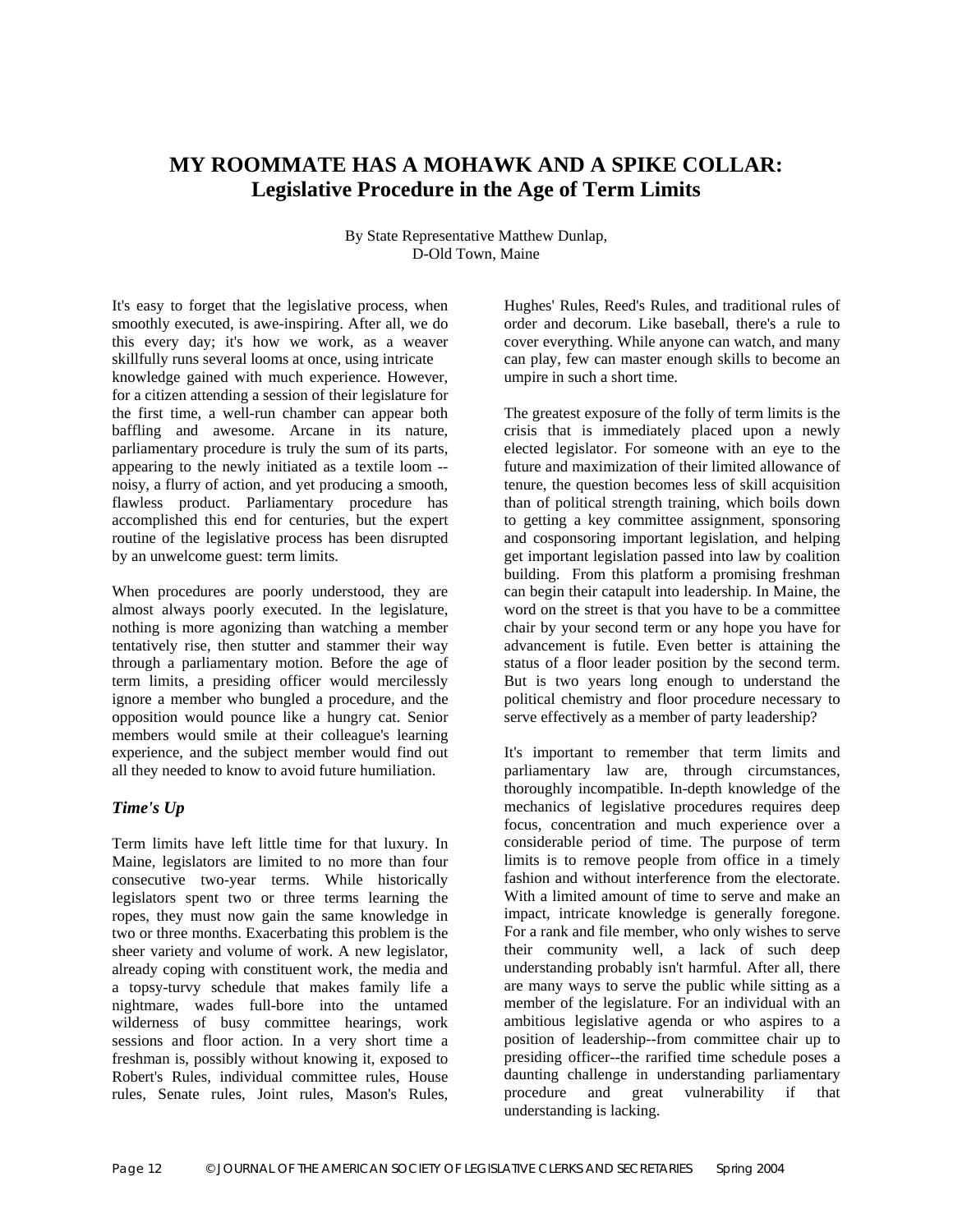# MY ROOMMATE HAS A MOHAWK AND A SPIKE COLLAR:
## Legislative Procedure in the Age of Term Limits

By State Representative Matthew Dunlap,
D-Old Town, Maine

It's easy to forget that the legislative process, when smoothly executed, is awe-inspiring. After all, we do this every day; it's how we work, as a weaver skillfully runs several looms at once, using intricate knowledge gained with much experience. However, for a citizen attending a session of their legislature for the first time, a well-run chamber can appear both baffling and awesome. Arcane in its nature, parliamentary procedure is truly the sum of its parts, appearing to the newly initiated as a textile loom -- noisy, a flurry of action, and yet producing a smooth, flawless product. Parliamentary procedure has accomplished this end for centuries, but the expert routine of the legislative process has been disrupted by an unwelcome guest: term limits.

When procedures are poorly understood, they are almost always poorly executed. In the legislature, nothing is more agonizing than watching a member tentatively rise, then stutter and stammer their way through a parliamentary motion. Before the age of term limits, a presiding officer would mercilessly ignore a member who bungled a procedure, and the opposition would pounce like a hungry cat. Senior members would smile at their colleague's learning experience, and the subject member would find out all they needed to know to avoid future humiliation.

### *Time's Up*

Term limits have left little time for that luxury. In Maine, legislators are limited to no more than four consecutive two-year terms. While historically legislators spent two or three terms learning the ropes, they must now gain the same knowledge in two or three months. Exacerbating this problem is the sheer variety and volume of work. A new legislator, already coping with constituent work, the media and a topsy-turvy schedule that makes family life a nightmare, wades full-bore into the untamed wilderness of busy committee hearings, work sessions and floor action. In a very short time a freshman is, possibly without knowing it, exposed to Robert's Rules, individual committee rules, House rules, Senate rules, Joint rules, Mason's Rules, Hughes' Rules, Reed's Rules, and traditional rules of order and decorum. Like baseball, there's a rule to cover everything. While anyone can watch, and many can play, few can master enough skills to become an umpire in such a short time.

The greatest exposure of the folly of term limits is the crisis that is immediately placed upon a newly elected legislator. For someone with an eye to the future and maximization of their limited allowance of tenure, the question becomes less of skill acquisition than of political strength training, which boils down to getting a key committee assignment, sponsoring and cosponsoring important legislation, and helping get important legislation passed into law by coalition building. From this platform a promising freshman can begin their catapult into leadership. In Maine, the word on the street is that you have to be a committee chair by your second term or any hope you have for advancement is futile. Even better is attaining the status of a floor leader position by the second term. But is two years long enough to understand the political chemistry and floor procedure necessary to serve effectively as a member of party leadership?

It's important to remember that term limits and parliamentary law are, through circumstances, thoroughly incompatible. In-depth knowledge of the mechanics of legislative procedures requires deep focus, concentration and much experience over a considerable period of time. The purpose of term limits is to remove people from office in a timely fashion and without interference from the electorate. With a limited amount of time to serve and make an impact, intricate knowledge is generally foregone. For a rank and file member, who only wishes to serve their community well, a lack of such deep understanding probably isn't harmful. After all, there are many ways to serve the public while sitting as a member of the legislature. For an individual with an ambitious legislative agenda or who aspires to a position of leadership--from committee chair up to presiding officer--the rarified time schedule poses a daunting challenge in understanding parliamentary procedure and great vulnerability if that understanding is lacking.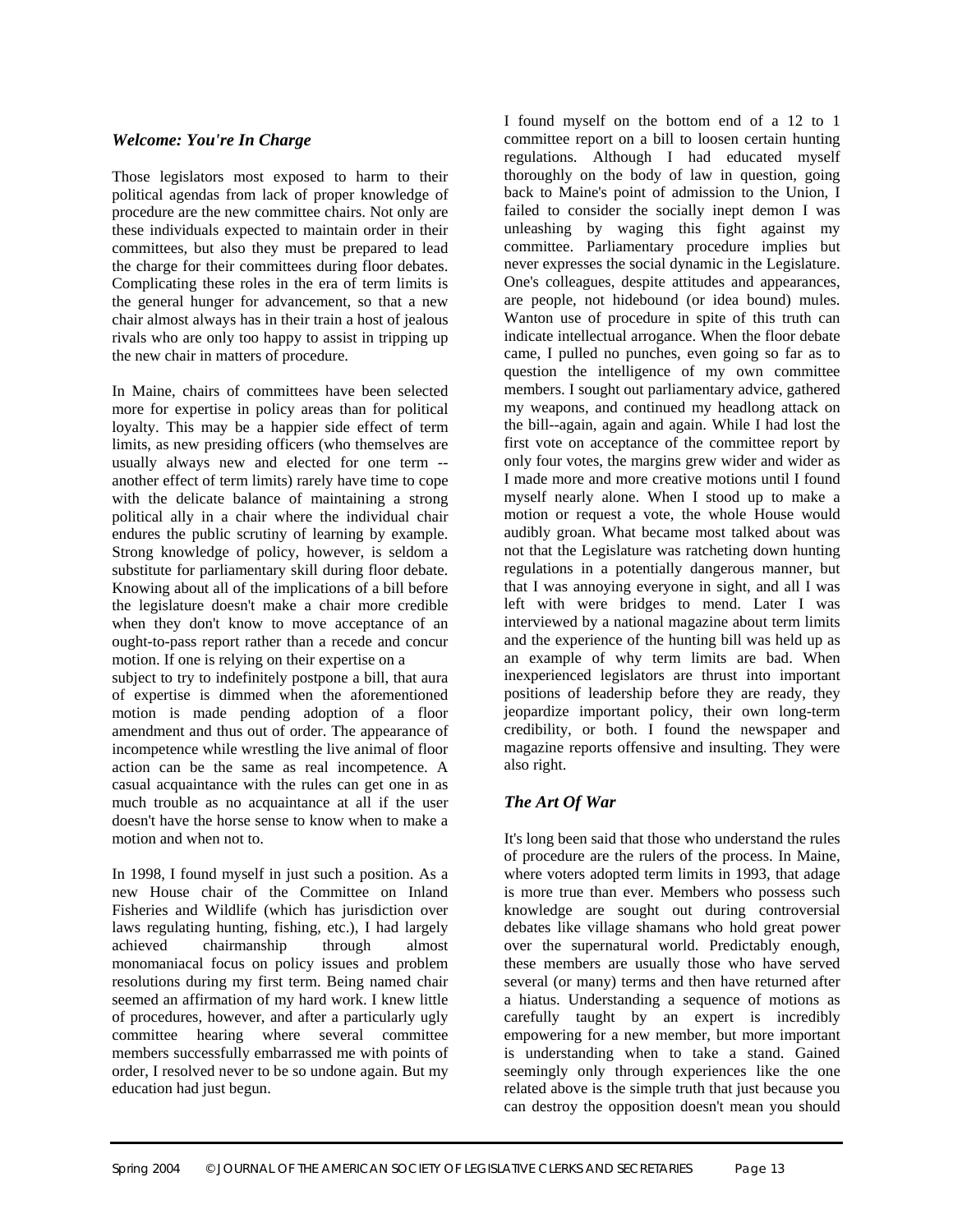### *Welcome: You're In Charge*

Those legislators most exposed to harm to their political agendas from lack of proper knowledge of procedure are the new committee chairs. Not only are these individuals expected to maintain order in their committees, but also they must be prepared to lead the charge for their committees during floor debates. Complicating these roles in the era of term limits is the general hunger for advancement, so that a new chair almost always has in their train a host of jealous rivals who are only too happy to assist in tripping up the new chair in matters of procedure.

In Maine, chairs of committees have been selected more for expertise in policy areas than for political loyalty. This may be a happier side effect of term limits, as new presiding officers (who themselves are usually always new and elected for one term -- another effect of term limits) rarely have time to cope with the delicate balance of maintaining a strong political ally in a chair where the individual chair endures the public scrutiny of learning by example. Strong knowledge of policy, however, is seldom a substitute for parliamentary skill during floor debate. Knowing about all of the implications of a bill before the legislature doesn't make a chair more credible when they don't know to move acceptance of an ought-to-pass report rather than a recede and concur motion. If one is relying on their expertise on a subject to try to indefinitely postpone a bill, that aura of expertise is dimmed when the aforementioned motion is made pending adoption of a floor amendment and thus out of order. The appearance of incompetence while wrestling the live animal of floor action can be the same as real incompetence. A casual acquaintance with the rules can get one in as much trouble as no acquaintance at all if the user doesn't have the horse sense to know when to make a motion and when not to.

In 1998, I found myself in just such a position. As a new House chair of the Committee on Inland Fisheries and Wildlife (which has jurisdiction over laws regulating hunting, fishing, etc.), I had largely achieved chairmanship through almost monomaniacal focus on policy issues and problem resolutions during my first term. Being named chair seemed an affirmation of my hard work. I knew little of procedures, however, and after a particularly ugly committee hearing where several committee members successfully embarrassed me with points of order, I resolved never to be so undone again. But my education had just begun.

I found myself on the bottom end of a 12 to 1 committee report on a bill to loosen certain hunting regulations. Although I had educated myself thoroughly on the body of law in question, going back to Maine's point of admission to the Union, I failed to consider the socially inept demon I was unleashing by waging this fight against my committee. Parliamentary procedure implies but never expresses the social dynamic in the Legislature. One's colleagues, despite attitudes and appearances, are people, not hidebound (or idea bound) mules. Wanton use of procedure in spite of this truth can indicate intellectual arrogance. When the floor debate came, I pulled no punches, even going so far as to question the intelligence of my own committee members. I sought out parliamentary advice, gathered my weapons, and continued my headlong attack on the bill--again, again and again. While I had lost the first vote on acceptance of the committee report by only four votes, the margins grew wider and wider as I made more and more creative motions until I found myself nearly alone. When I stood up to make a motion or request a vote, the whole House would audibly groan. What became most talked about was not that the Legislature was ratcheting down hunting regulations in a potentially dangerous manner, but that I was annoying everyone in sight, and all I was left with were bridges to mend. Later I was interviewed by a national magazine about term limits and the experience of the hunting bill was held up as an example of why term limits are bad. When inexperienced legislators are thrust into important positions of leadership before they are ready, they jeopardize important policy, their own long-term credibility, or both. I found the newspaper and magazine reports offensive and insulting. They were also right.

### *The Art Of War*

It's long been said that those who understand the rules of procedure are the rulers of the process. In Maine, where voters adopted term limits in 1993, that adage is more true than ever. Members who possess such knowledge are sought out during controversial debates like village shamans who hold great power over the supernatural world. Predictably enough, these members are usually those who have served several (or many) terms and then have returned after a hiatus. Understanding a sequence of motions as carefully taught by an expert is incredibly empowering for a new member, but more important is understanding when to take a stand. Gained seemingly only through experiences like the one related above is the simple truth that just because you can destroy the opposition doesn't mean you should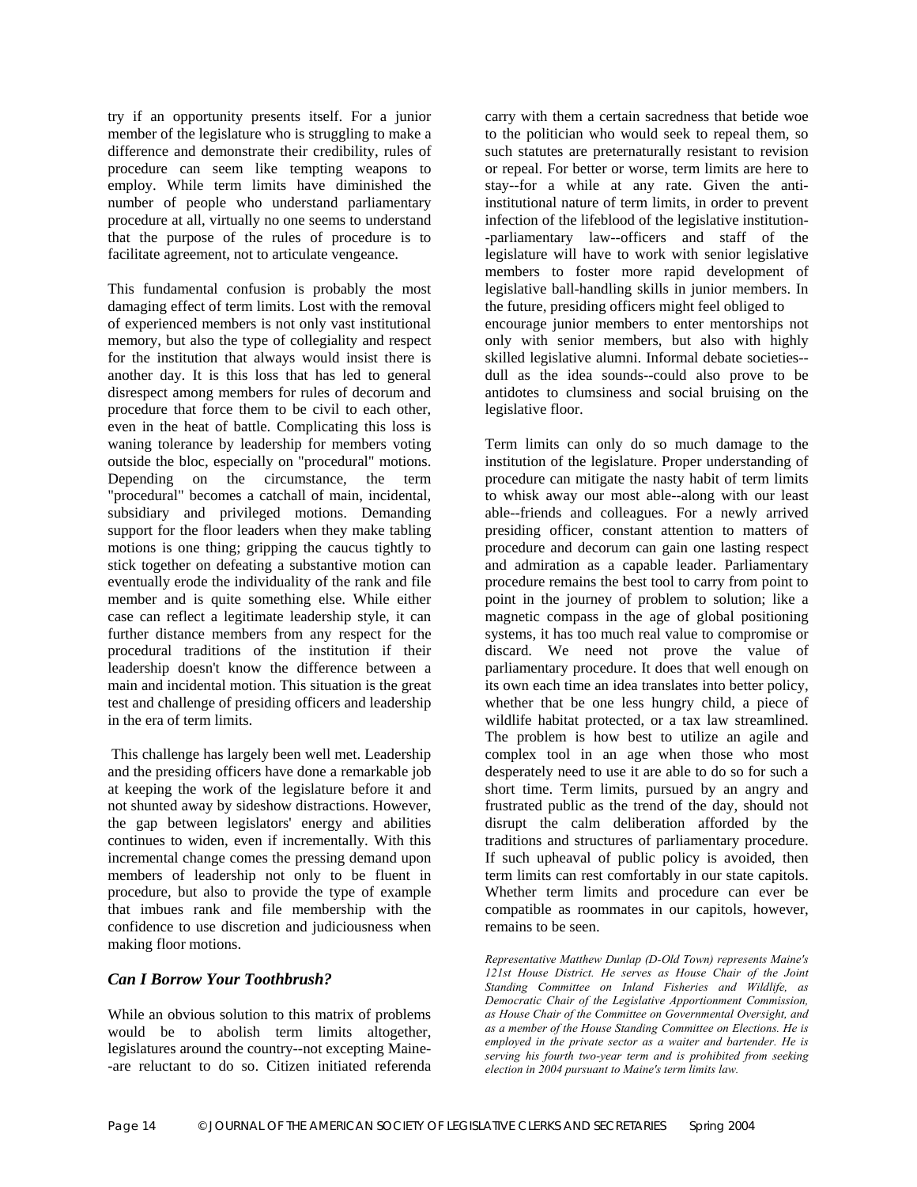try if an opportunity presents itself. For a junior member of the legislature who is struggling to make a difference and demonstrate their credibility, rules of procedure can seem like tempting weapons to employ. While term limits have diminished the number of people who understand parliamentary procedure at all, virtually no one seems to understand that the purpose of the rules of procedure is to facilitate agreement, not to articulate vengeance.

This fundamental confusion is probably the most damaging effect of term limits. Lost with the removal of experienced members is not only vast institutional memory, but also the type of collegiality and respect for the institution that always would insist there is another day. It is this loss that has led to general disrespect among members for rules of decorum and procedure that force them to be civil to each other, even in the heat of battle. Complicating this loss is waning tolerance by leadership for members voting outside the bloc, especially on "procedural" motions. Depending on the circumstance, the term "procedural" becomes a catchall of main, incidental, subsidiary and privileged motions. Demanding support for the floor leaders when they make tabling motions is one thing; gripping the caucus tightly to stick together on defeating a substantive motion can eventually erode the individuality of the rank and file member and is quite something else. While either case can reflect a legitimate leadership style, it can further distance members from any respect for the procedural traditions of the institution if their leadership doesn't know the difference between a main and incidental motion. This situation is the great test and challenge of presiding officers and leadership in the era of term limits.

This challenge has largely been well met. Leadership and the presiding officers have done a remarkable job at keeping the work of the legislature before it and not shunted away by sideshow distractions. However, the gap between legislators' energy and abilities continues to widen, even if incrementally. With this incremental change comes the pressing demand upon members of leadership not only to be fluent in procedure, but also to provide the type of example that imbues rank and file membership with the confidence to use discretion and judiciousness when making floor motions.

### *Can I Borrow Your Toothbrush?*

While an obvious solution to this matrix of problems would be to abolish term limits altogether, legislatures around the country--not excepting Maine--are reluctant to do so. Citizen initiated referenda carry with them a certain sacredness that betide woe to the politician who would seek to repeal them, so such statutes are preternaturally resistant to revision or repeal. For better or worse, term limits are here to stay--for a while at any rate. Given the anti-institutional nature of term limits, in order to prevent infection of the lifeblood of the legislative institution--parliamentary law--officers and staff of the legislature will have to work with senior legislative members to foster more rapid development of legislative ball-handling skills in junior members. In the future, presiding officers might feel obliged to encourage junior members to enter mentorships not only with senior members, but also with highly skilled legislative alumni. Informal debate societies--dull as the idea sounds--could also prove to be antidotes to clumsiness and social bruising on the legislative floor.

Term limits can only do so much damage to the institution of the legislature. Proper understanding of procedure can mitigate the nasty habit of term limits to whisk away our most able--along with our least able--friends and colleagues. For a newly arrived presiding officer, constant attention to matters of procedure and decorum can gain one lasting respect and admiration as a capable leader. Parliamentary procedure remains the best tool to carry from point to point in the journey of problem to solution; like a magnetic compass in the age of global positioning systems, it has too much real value to compromise or discard. We need not prove the value of parliamentary procedure. It does that well enough on its own each time an idea translates into better policy, whether that be one less hungry child, a piece of wildlife habitat protected, or a tax law streamlined. The problem is how best to utilize an agile and complex tool in an age when those who most desperately need to use it are able to do so for such a short time. Term limits, pursued by an angry and frustrated public as the trend of the day, should not disrupt the calm deliberation afforded by the traditions and structures of parliamentary procedure. If such upheaval of public policy is avoided, then term limits can rest comfortably in our state capitols. Whether term limits and procedure can ever be compatible as roommates in our capitols, however, remains to be seen.

***Representative Matthew Dunlap (D-Old Town) represents Maine's 121st House District. He serves as House Chair of the Joint Standing Committee on Inland Fisheries and Wildlife, as Democratic Chair of the Legislative Apportionment Commission, as House Chair of the Committee on Governmental Oversight, and as a member of the House Standing Committee on Elections. He is employed in the private sector as a waiter and bartender. He is serving his fourth two-year term and is prohibited from seeking election in 2004 pursuant to Maine's term limits law.***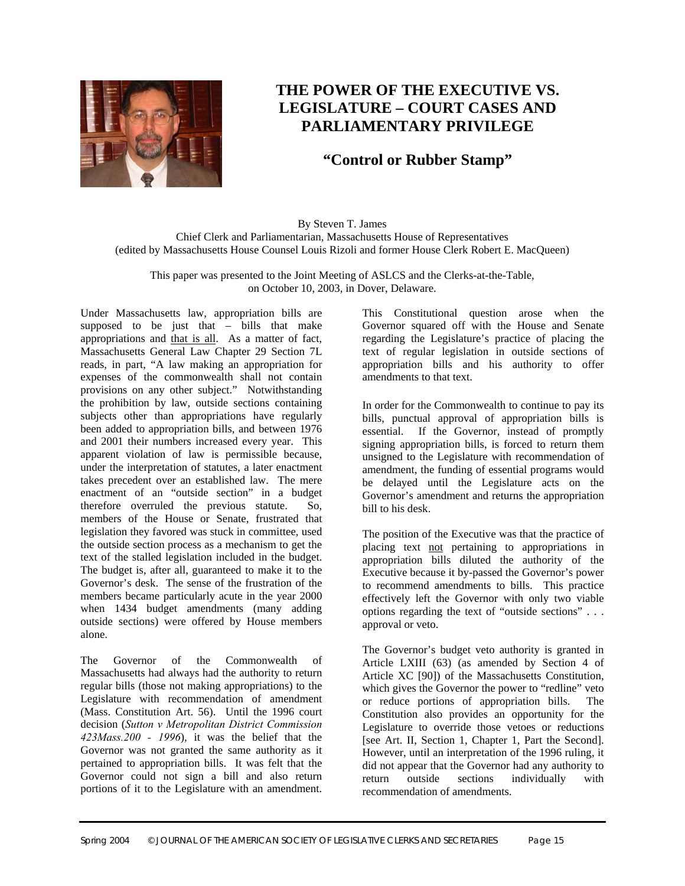# THE POWER OF THE EXECUTIVE VS. LEGISLATURE – COURT CASES AND PARLIAMENTARY PRIVILEGE

## "Control or Rubber Stamp"

By Steven T. James
Chief Clerk and Parliamentarian, Massachusetts House of Representatives
(edited by Massachusetts House Counsel Louis Rizoli and former House Clerk Robert E. MacQueen)

This paper was presented to the Joint Meeting of ASLCS and the Clerks-at-the-Table, on October 10, 2003, in Dover, Delaware.

Under Massachusetts law, appropriation bills are supposed to be just that – bills that make appropriations and that is all. As a matter of fact, Massachusetts General Law Chapter 29 Section 7L reads, in part, "A law making an appropriation for expenses of the commonwealth shall not contain provisions on any other subject." Notwithstanding the prohibition by law, outside sections containing subjects other than appropriations have regularly been added to appropriation bills, and between 1976 and 2001 their numbers increased every year. This apparent violation of law is permissible because, under the interpretation of statutes, a later enactment takes precedent over an established law. The mere enactment of an "outside section" in a budget therefore overruled the previous statute. So, members of the House or Senate, frustrated that legislation they favored was stuck in committee, used the outside section process as a mechanism to get the text of the stalled legislation included in the budget. The budget is, after all, guaranteed to make it to the Governor's desk. The sense of the frustration of the members became particularly acute in the year 2000 when 1434 budget amendments (many adding outside sections) were offered by House members alone.

The Governor of the Commonwealth of Massachusetts had always had the authority to return regular bills (those not making appropriations) to the Legislature with recommendation of amendment (Mass. Constitution Art. 56). Until the 1996 court decision (*Sutton v Metropolitan District Commission 423Mass.200 - 1996*), it was the belief that the Governor was not granted the same authority as it pertained to appropriation bills. It was felt that the Governor could not sign a bill and also return portions of it to the Legislature with an amendment. This Constitutional question arose when the Governor squared off with the House and Senate regarding the Legislature's practice of placing the text of regular legislation in outside sections of appropriation bills and his authority to offer amendments to that text.

In order for the Commonwealth to continue to pay its bills, punctual approval of appropriation bills is essential. If the Governor, instead of promptly signing appropriation bills, is forced to return them unsigned to the Legislature with recommendation of amendment, the funding of essential programs would be delayed until the Legislature acts on the Governor's amendment and returns the appropriation bill to his desk.

The position of the Executive was that the practice of placing text not pertaining to appropriations in appropriation bills diluted the authority of the Executive because it by-passed the Governor's power to recommend amendments to bills. This practice effectively left the Governor with only two viable options regarding the text of "outside sections" . . . approval or veto.

The Governor's budget veto authority is granted in Article LXIII (63) (as amended by Section 4 of Article XC [90]) of the Massachusetts Constitution, which gives the Governor the power to "redline" veto or reduce portions of appropriation bills. The Constitution also provides an opportunity for the Legislature to override those vetoes or reductions [see Art. II, Section 1, Chapter 1, Part the Second]. However, until an interpretation of the 1996 ruling, it did not appear that the Governor had any authority to return outside sections individually with recommendation of amendments.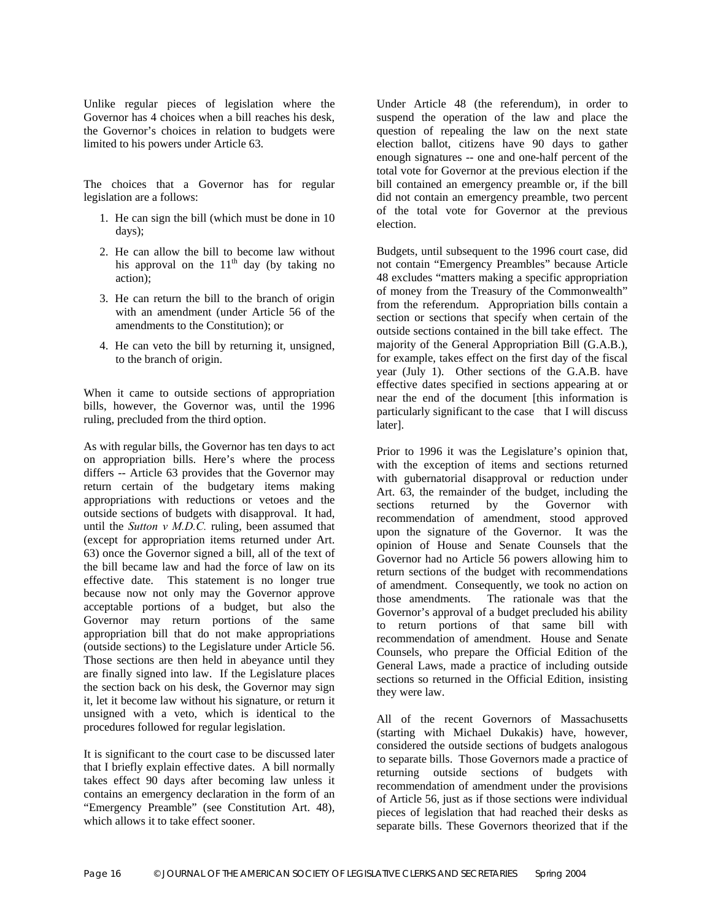Unlike regular pieces of legislation where the Governor has 4 choices when a bill reaches his desk, the Governor's choices in relation to budgets were limited to his powers under Article 63.

The choices that a Governor has for regular legislation are a follows:

1. He can sign the bill (which must be done in 10 days);
2. He can allow the bill to become law without his approval on the 11th day (by taking no action);
3. He can return the bill to the branch of origin with an amendment (under Article 56 of the amendments to the Constitution); or
4. He can veto the bill by returning it, unsigned, to the branch of origin.

When it came to outside sections of appropriation bills, however, the Governor was, until the 1996 ruling, precluded from the third option.

As with regular bills, the Governor has ten days to act on appropriation bills. Here's where the process differs -- Article 63 provides that the Governor may return certain of the budgetary items making appropriations with reductions or vetoes and the outside sections of budgets with disapproval. It had, until the *Sutton v M.D.C.* ruling, been assumed that (except for appropriation items returned under Art. 63) once the Governor signed a bill, all of the text of the bill became law and had the force of law on its effective date. This statement is no longer true because now not only may the Governor approve acceptable portions of a budget, but also the Governor may return portions of the same appropriation bill that do not make appropriations (outside sections) to the Legislature under Article 56. Those sections are then held in abeyance until they are finally signed into law. If the Legislature places the section back on his desk, the Governor may sign it, let it become law without his signature, or return it unsigned with a veto, which is identical to the procedures followed for regular legislation.

It is significant to the court case to be discussed later that I briefly explain effective dates. A bill normally takes effect 90 days after becoming law unless it contains an emergency declaration in the form of an "Emergency Preamble" (see Constitution Art. 48), which allows it to take effect sooner.

Under Article 48 (the referendum), in order to suspend the operation of the law and place the question of repealing the law on the next state election ballot, citizens have 90 days to gather enough signatures -- one and one-half percent of the total vote for Governor at the previous election if the bill contained an emergency preamble or, if the bill did not contain an emergency preamble, two percent of the total vote for Governor at the previous election.

Budgets, until subsequent to the 1996 court case, did not contain "Emergency Preambles" because Article 48 excludes "matters making a specific appropriation of money from the Treasury of the Commonwealth" from the referendum. Appropriation bills contain a section or sections that specify when certain of the outside sections contained in the bill take effect. The majority of the General Appropriation Bill (G.A.B.), for example, takes effect on the first day of the fiscal year (July 1). Other sections of the G.A.B. have effective dates specified in sections appearing at or near the end of the document [this information is particularly significant to the case that I will discuss later].

Prior to 1996 it was the Legislature's opinion that, with the exception of items and sections returned with gubernatorial disapproval or reduction under Art. 63, the remainder of the budget, including the sections returned by the Governor with recommendation of amendment, stood approved upon the signature of the Governor. It was the opinion of House and Senate Counsels that the Governor had no Article 56 powers allowing him to return sections of the budget with recommendations of amendment. Consequently, we took no action on those amendments. The rationale was that the Governor's approval of a budget precluded his ability to return portions of that same bill with recommendation of amendment. House and Senate Counsels, who prepare the Official Edition of the General Laws, made a practice of including outside sections so returned in the Official Edition, insisting they were law.

All of the recent Governors of Massachusetts (starting with Michael Dukakis) have, however, considered the outside sections of budgets analogous to separate bills. Those Governors made a practice of returning outside sections of budgets with recommendation of amendment under the provisions of Article 56, just as if those sections were individual pieces of legislation that had reached their desks as separate bills. These Governors theorized that if the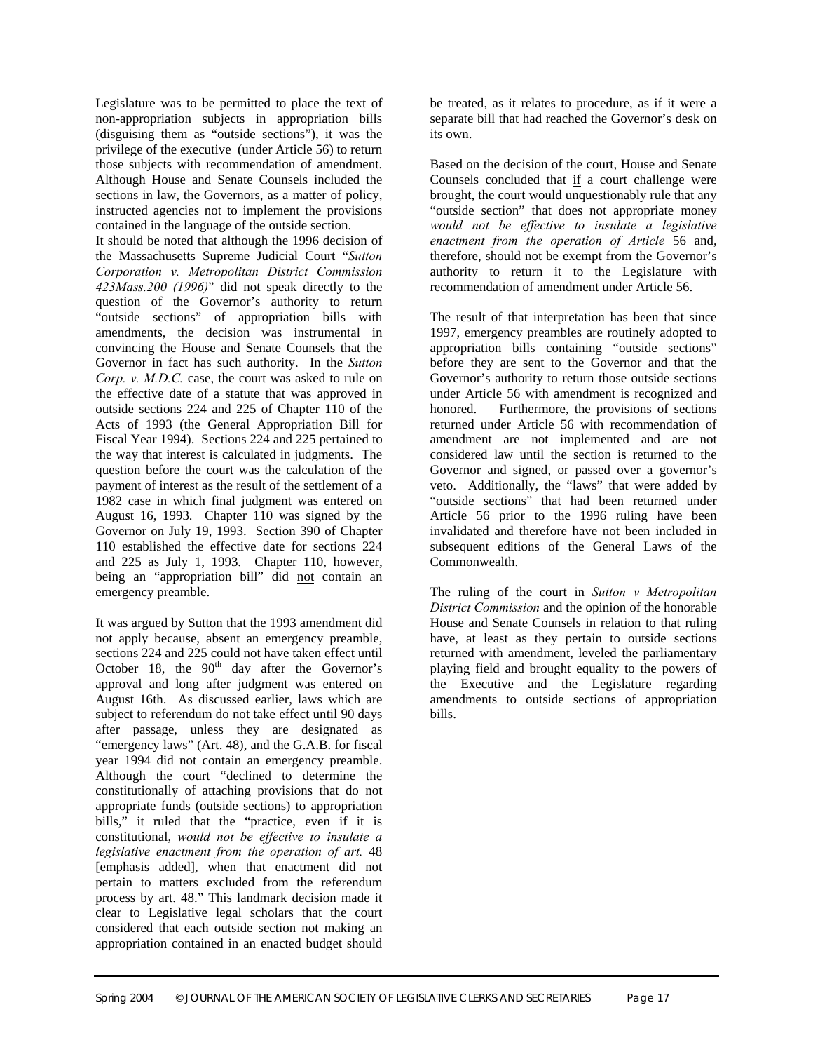Legislature was to be permitted to place the text of non-appropriation subjects in appropriation bills (disguising them as "outside sections"), it was the privilege of the executive (under Article 56) to return those subjects with recommendation of amendment. Although House and Senate Counsels included the sections in law, the Governors, as a matter of policy, instructed agencies not to implement the provisions contained in the language of the outside section.

It should be noted that although the 1996 decision of the Massachusetts Supreme Judicial Court "*Sutton Corporation v. Metropolitan District Commission 423Mass.200 (1996)*" did not speak directly to the question of the Governor's authority to return "outside sections" of appropriation bills with amendments, the decision was instrumental in convincing the House and Senate Counsels that the Governor in fact has such authority. In the *Sutton Corp. v. M.D.C.* case, the court was asked to rule on the effective date of a statute that was approved in outside sections 224 and 225 of Chapter 110 of the Acts of 1993 (the General Appropriation Bill for Fiscal Year 1994). Sections 224 and 225 pertained to the way that interest is calculated in judgments. The question before the court was the calculation of the payment of interest as the result of the settlement of a 1982 case in which final judgment was entered on August 16, 1993. Chapter 110 was signed by the Governor on July 19, 1993. Section 390 of Chapter 110 established the effective date for sections 224 and 225 as July 1, 1993. Chapter 110, however, being an "appropriation bill" did not contain an emergency preamble.

It was argued by Sutton that the 1993 amendment did not apply because, absent an emergency preamble, sections 224 and 225 could not have taken effect until October 18, the 90th day after the Governor's approval and long after judgment was entered on August 16th. As discussed earlier, laws which are subject to referendum do not take effect until 90 days after passage, unless they are designated as "emergency laws" (Art. 48), and the G.A.B. for fiscal year 1994 did not contain an emergency preamble. Although the court "declined to determine the constitutionally of attaching provisions that do not appropriate funds (outside sections) to appropriation bills," it ruled that the "practice, even if it is constitutional, *would not be effective to insulate a legislative enactment from the operation of art.* 48 [emphasis added], when that enactment did not pertain to matters excluded from the referendum process by art. 48." This landmark decision made it clear to Legislative legal scholars that the court considered that each outside section not making an appropriation contained in an enacted budget should be treated, as it relates to procedure, as if it were a separate bill that had reached the Governor's desk on its own.

Based on the decision of the court, House and Senate Counsels concluded that if a court challenge were brought, the court would unquestionably rule that any "outside section" that does not appropriate money *would not be effective to insulate a legislative enactment from the operation of Article* 56 and, therefore, should not be exempt from the Governor's authority to return it to the Legislature with recommendation of amendment under Article 56.

The result of that interpretation has been that since 1997, emergency preambles are routinely adopted to appropriation bills containing "outside sections" before they are sent to the Governor and that the Governor's authority to return those outside sections under Article 56 with amendment is recognized and honored. Furthermore, the provisions of sections returned under Article 56 with recommendation of amendment are not implemented and are not considered law until the section is returned to the Governor and signed, or passed over a governor's veto. Additionally, the "laws" that were added by "outside sections" that had been returned under Article 56 prior to the 1996 ruling have been invalidated and therefore have not been included in subsequent editions of the General Laws of the Commonwealth.

The ruling of the court in *Sutton v Metropolitan District Commission* and the opinion of the honorable House and Senate Counsels in relation to that ruling have, at least as they pertain to outside sections returned with amendment, leveled the parliamentary playing field and brought equality to the powers of the Executive and the Legislature regarding amendments to outside sections of appropriation bills.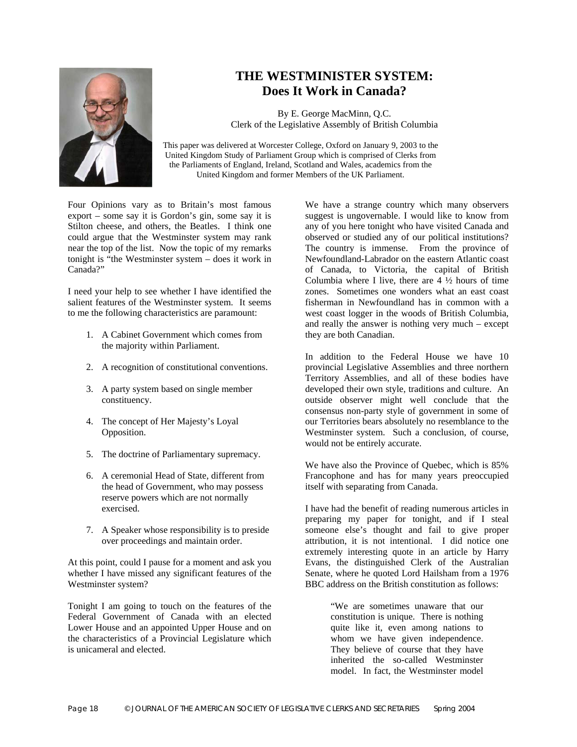# THE WESTMINISTER SYSTEM: Does It Work in Canada?

By E. George MacMinn, Q.C.
Clerk of the Legislative Assembly of British Columbia

This paper was delivered at Worcester College, Oxford on January 9, 2003 to the United Kingdom Study of Parliament Group which is comprised of Clerks from the Parliaments of England, Ireland, Scotland and Wales, academics from the United Kingdom and former Members of the UK Parliament.

Four Opinions vary as to Britain's most famous export – some say it is Gordon's gin, some say it is Stilton cheese, and others, the Beatles. I think one could argue that the Westminster system may rank near the top of the list. Now the topic of my remarks tonight is "the Westminster system – does it work in Canada?"

I need your help to see whether I have identified the salient features of the Westminster system. It seems to me the following characteristics are paramount:

1. A Cabinet Government which comes from the majority within Parliament.
2. A recognition of constitutional conventions.
3. A party system based on single member constituency.
4. The concept of Her Majesty's Loyal Opposition.
5. The doctrine of Parliamentary supremacy.
6. A ceremonial Head of State, different from the head of Government, who may possess reserve powers which are not normally exercised.
7. A Speaker whose responsibility is to preside over proceedings and maintain order.

At this point, could I pause for a moment and ask you whether I have missed any significant features of the Westminster system?

Tonight I am going to touch on the features of the Federal Government of Canada with an elected Lower House and an appointed Upper House and on the characteristics of a Provincial Legislature which is unicameral and elected.

We have a strange country which many observers suggest is ungovernable. I would like to know from any of you here tonight who have visited Canada and observed or studied any of our political institutions? The country is immense. From the province of Newfoundland-Labrador on the eastern Atlantic coast of Canada, to Victoria, the capital of British Columbia where I live, there are 4 ½ hours of time zones. Sometimes one wonders what an east coast fisherman in Newfoundland has in common with a west coast logger in the woods of British Columbia, and really the answer is nothing very much – except they are both Canadian.

In addition to the Federal House we have 10 provincial Legislative Assemblies and three northern Territory Assemblies, and all of these bodies have developed their own style, traditions and culture. An outside observer might well conclude that the consensus non-party style of government in some of our Territories bears absolutely no resemblance to the Westminster system. Such a conclusion, of course, would not be entirely accurate.

We have also the Province of Quebec, which is 85% Francophone and has for many years preoccupied itself with separating from Canada.

I have had the benefit of reading numerous articles in preparing my paper for tonight, and if I steal someone else's thought and fail to give proper attribution, it is not intentional. I did notice one extremely interesting quote in an article by Harry Evans, the distinguished Clerk of the Australian Senate, where he quoted Lord Hailsham from a 1976 BBC address on the British constitution as follows:

> "We are sometimes unaware that our constitution is unique. There is nothing quite like it, even among nations to whom we have given independence. They believe of course that they have inherited the so-called Westminster model. In fact, the Westminster model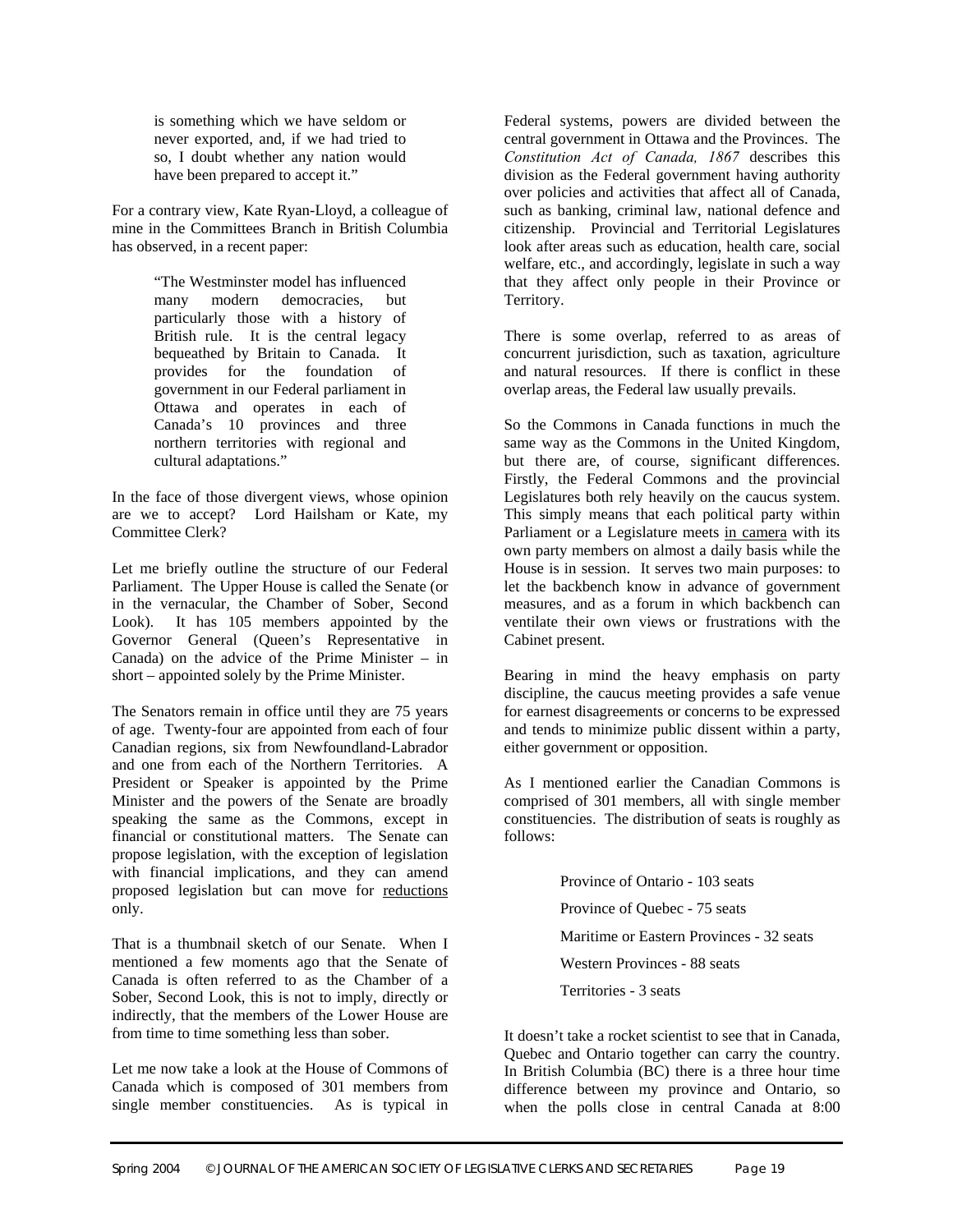> is something which we have seldom or never exported, and, if we had tried to so, I doubt whether any nation would have been prepared to accept it."

For a contrary view, Kate Ryan-Lloyd, a colleague of mine in the Committees Branch in British Columbia has observed, in a recent paper:

> "The Westminster model has influenced many modern democracies, but particularly those with a history of British rule. It is the central legacy bequeathed by Britain to Canada. It provides for the foundation of government in our Federal parliament in Ottawa and operates in each of Canada's 10 provinces and three northern territories with regional and cultural adaptations."

In the face of those divergent views, whose opinion are we to accept? Lord Hailsham or Kate, my Committee Clerk?

Let me briefly outline the structure of our Federal Parliament. The Upper House is called the Senate (or in the vernacular, the Chamber of Sober, Second Look). It has 105 members appointed by the Governor General (Queen's Representative in Canada) on the advice of the Prime Minister – in short – appointed solely by the Prime Minister.

The Senators remain in office until they are 75 years of age. Twenty-four are appointed from each of four Canadian regions, six from Newfoundland-Labrador and one from each of the Northern Territories. A President or Speaker is appointed by the Prime Minister and the powers of the Senate are broadly speaking the same as the Commons, except in financial or constitutional matters. The Senate can propose legislation, with the exception of legislation with financial implications, and they can amend proposed legislation but can move for <u>reductions</u> only.

That is a thumbnail sketch of our Senate. When I mentioned a few moments ago that the Senate of Canada is often referred to as the Chamber of a Sober, Second Look, this is not to imply, directly or indirectly, that the members of the Lower House are from time to time something less than sober.

Let me now take a look at the House of Commons of Canada which is composed of 301 members from single member constituencies. As is typical in Federal systems, powers are divided between the central government in Ottawa and the Provinces. The *Constitution Act of Canada, 1867* describes this division as the Federal government having authority over policies and activities that affect all of Canada, such as banking, criminal law, national defence and citizenship. Provincial and Territorial Legislatures look after areas such as education, health care, social welfare, etc., and accordingly, legislate in such a way that they affect only people in their Province or Territory.

There is some overlap, referred to as areas of concurrent jurisdiction, such as taxation, agriculture and natural resources. If there is conflict in these overlap areas, the Federal law usually prevails.

So the Commons in Canada functions in much the same way as the Commons in the United Kingdom, but there are, of course, significant differences. Firstly, the Federal Commons and the provincial Legislatures both rely heavily on the caucus system. This simply means that each political party within Parliament or a Legislature meets <u>in camera</u> with its own party members on almost a daily basis while the House is in session. It serves two main purposes: to let the backbench know in advance of government measures, and as a forum in which backbench can ventilate their own views or frustrations with the Cabinet present.

Bearing in mind the heavy emphasis on party discipline, the caucus meeting provides a safe venue for earnest disagreements or concerns to be expressed and tends to minimize public dissent within a party, either government or opposition.

As I mentioned earlier the Canadian Commons is comprised of 301 members, all with single member constituencies. The distribution of seats is roughly as follows:

- Province of Ontario - 103 seats
- Province of Quebec - 75 seats
- Maritime or Eastern Provinces - 32 seats
- Western Provinces - 88 seats
- Territories - 3 seats

It doesn't take a rocket scientist to see that in Canada, Quebec and Ontario together can carry the country. In British Columbia (BC) there is a three hour time difference between my province and Ontario, so when the polls close in central Canada at 8:00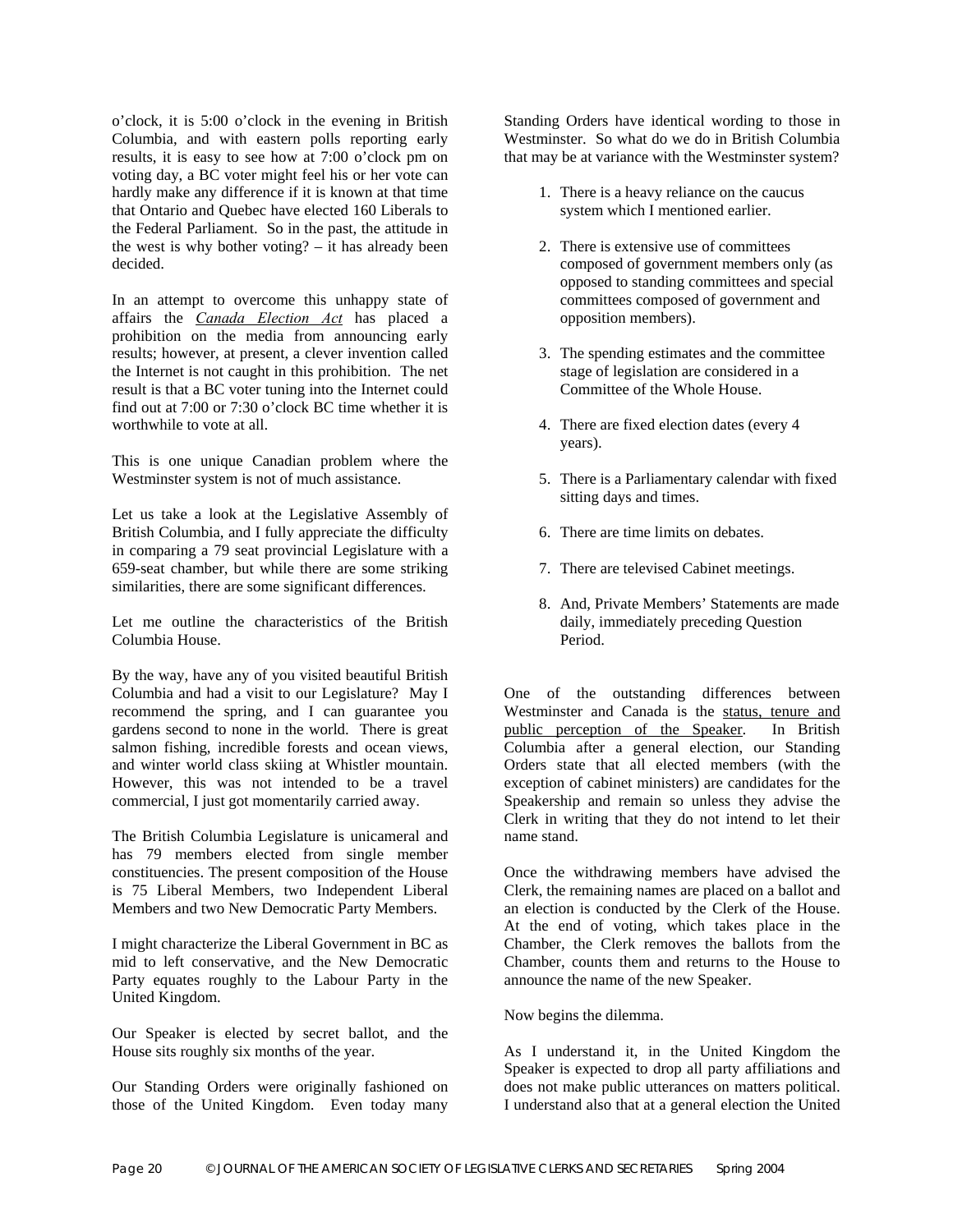o'clock, it is 5:00 o'clock in the evening in British Columbia, and with eastern polls reporting early results, it is easy to see how at 7:00 o'clock pm on voting day, a BC voter might feel his or her vote can hardly make any difference if it is known at that time that Ontario and Quebec have elected 160 Liberals to the Federal Parliament. So in the past, the attitude in the west is why bother voting? – it has already been decided.

In an attempt to overcome this unhappy state of affairs the *Canada Election Act* has placed a prohibition on the media from announcing early results; however, at present, a clever invention called the Internet is not caught in this prohibition. The net result is that a BC voter tuning into the Internet could find out at 7:00 or 7:30 o'clock BC time whether it is worthwhile to vote at all.

This is one unique Canadian problem where the Westminster system is not of much assistance.

Let us take a look at the Legislative Assembly of British Columbia, and I fully appreciate the difficulty in comparing a 79 seat provincial Legislature with a 659-seat chamber, but while there are some striking similarities, there are some significant differences.

Let me outline the characteristics of the British Columbia House.

By the way, have any of you visited beautiful British Columbia and had a visit to our Legislature? May I recommend the spring, and I can guarantee you gardens second to none in the world. There is great salmon fishing, incredible forests and ocean views, and winter world class skiing at Whistler mountain. However, this was not intended to be a travel commercial, I just got momentarily carried away.

The British Columbia Legislature is unicameral and has 79 members elected from single member constituencies. The present composition of the House is 75 Liberal Members, two Independent Liberal Members and two New Democratic Party Members.

I might characterize the Liberal Government in BC as mid to left conservative, and the New Democratic Party equates roughly to the Labour Party in the United Kingdom.

Our Speaker is elected by secret ballot, and the House sits roughly six months of the year.

Our Standing Orders were originally fashioned on those of the United Kingdom. Even today many Standing Orders have identical wording to those in Westminster. So what do we do in British Columbia that may be at variance with the Westminster system?

1. There is a heavy reliance on the caucus system which I mentioned earlier.
2. There is extensive use of committees composed of government members only (as opposed to standing committees and special committees composed of government and opposition members).
3. The spending estimates and the committee stage of legislation are considered in a Committee of the Whole House.
4. There are fixed election dates (every 4 years).
5. There is a Parliamentary calendar with fixed sitting days and times.
6. There are time limits on debates.
7. There are televised Cabinet meetings.
8. And, Private Members' Statements are made daily, immediately preceding Question Period.

One of the outstanding differences between Westminster and Canada is the status, tenure and public perception of the Speaker. In British Columbia after a general election, our Standing Orders state that all elected members (with the exception of cabinet ministers) are candidates for the Speakership and remain so unless they advise the Clerk in writing that they do not intend to let their name stand.

Once the withdrawing members have advised the Clerk, the remaining names are placed on a ballot and an election is conducted by the Clerk of the House. At the end of voting, which takes place in the Chamber, the Clerk removes the ballots from the Chamber, counts them and returns to the House to announce the name of the new Speaker.

Now begins the dilemma.

As I understand it, in the United Kingdom the Speaker is expected to drop all party affiliations and does not make public utterances on matters political. I understand also that at a general election the United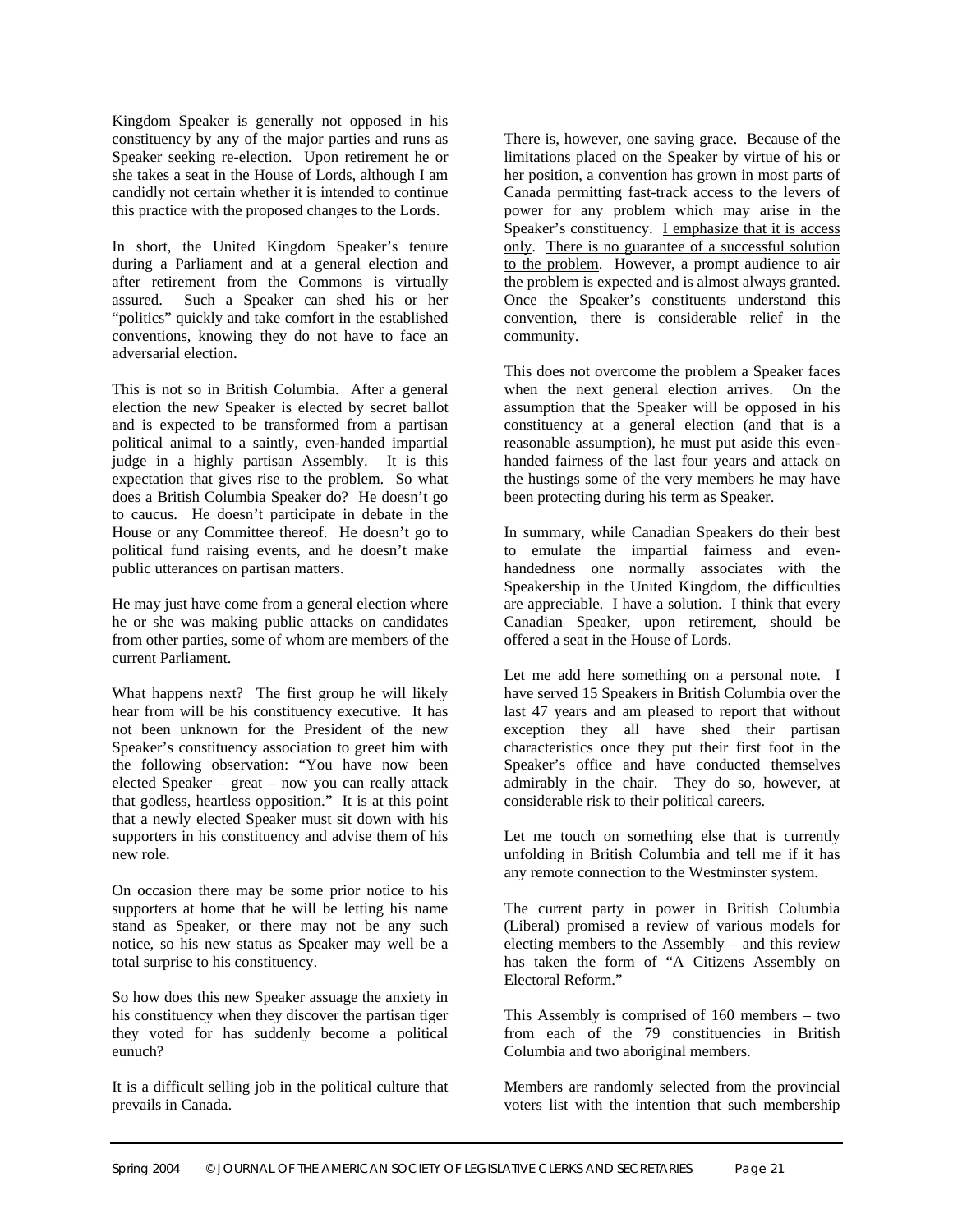Kingdom Speaker is generally not opposed in his constituency by any of the major parties and runs as Speaker seeking re-election. Upon retirement he or she takes a seat in the House of Lords, although I am candidly not certain whether it is intended to continue this practice with the proposed changes to the Lords.

In short, the United Kingdom Speaker's tenure during a Parliament and at a general election and after retirement from the Commons is virtually assured. Such a Speaker can shed his or her "politics" quickly and take comfort in the established conventions, knowing they do not have to face an adversarial election.

This is not so in British Columbia. After a general election the new Speaker is elected by secret ballot and is expected to be transformed from a partisan political animal to a saintly, even-handed impartial judge in a highly partisan Assembly. It is this expectation that gives rise to the problem. So what does a British Columbia Speaker do? He doesn't go to caucus. He doesn't participate in debate in the House or any Committee thereof. He doesn't go to political fund raising events, and he doesn't make public utterances on partisan matters.

He may just have come from a general election where he or she was making public attacks on candidates from other parties, some of whom are members of the current Parliament.

What happens next? The first group he will likely hear from will be his constituency executive. It has not been unknown for the President of the new Speaker's constituency association to greet him with the following observation: "You have now been elected Speaker – great – now you can really attack that godless, heartless opposition." It is at this point that a newly elected Speaker must sit down with his supporters in his constituency and advise them of his new role.

On occasion there may be some prior notice to his supporters at home that he will be letting his name stand as Speaker, or there may not be any such notice, so his new status as Speaker may well be a total surprise to his constituency.

So how does this new Speaker assuage the anxiety in his constituency when they discover the partisan tiger they voted for has suddenly become a political eunuch?

It is a difficult selling job in the political culture that prevails in Canada.

There is, however, one saving grace. Because of the limitations placed on the Speaker by virtue of his or her position, a convention has grown in most parts of Canada permitting fast-track access to the levers of power for any problem which may arise in the Speaker's constituency. <u>I emphasize that it is access only</u>. <u>There is no guarantee of a successful solution to the problem</u>. However, a prompt audience to air the problem is expected and is almost always granted. Once the Speaker's constituents understand this convention, there is considerable relief in the community.

This does not overcome the problem a Speaker faces when the next general election arrives. On the assumption that the Speaker will be opposed in his constituency at a general election (and that is a reasonable assumption), he must put aside this even-handed fairness of the last four years and attack on the hustings some of the very members he may have been protecting during his term as Speaker.

In summary, while Canadian Speakers do their best to emulate the impartial fairness and even-handedness one normally associates with the Speakership in the United Kingdom, the difficulties are appreciable. I have a solution. I think that every Canadian Speaker, upon retirement, should be offered a seat in the House of Lords.

Let me add here something on a personal note. I have served 15 Speakers in British Columbia over the last 47 years and am pleased to report that without exception they all have shed their partisan characteristics once they put their first foot in the Speaker's office and have conducted themselves admirably in the chair. They do so, however, at considerable risk to their political careers.

Let me touch on something else that is currently unfolding in British Columbia and tell me if it has any remote connection to the Westminster system.

The current party in power in British Columbia (Liberal) promised a review of various models for electing members to the Assembly – and this review has taken the form of "A Citizens Assembly on Electoral Reform."

This Assembly is comprised of 160 members – two from each of the 79 constituencies in British Columbia and two aboriginal members.

Members are randomly selected from the provincial voters list with the intention that such membership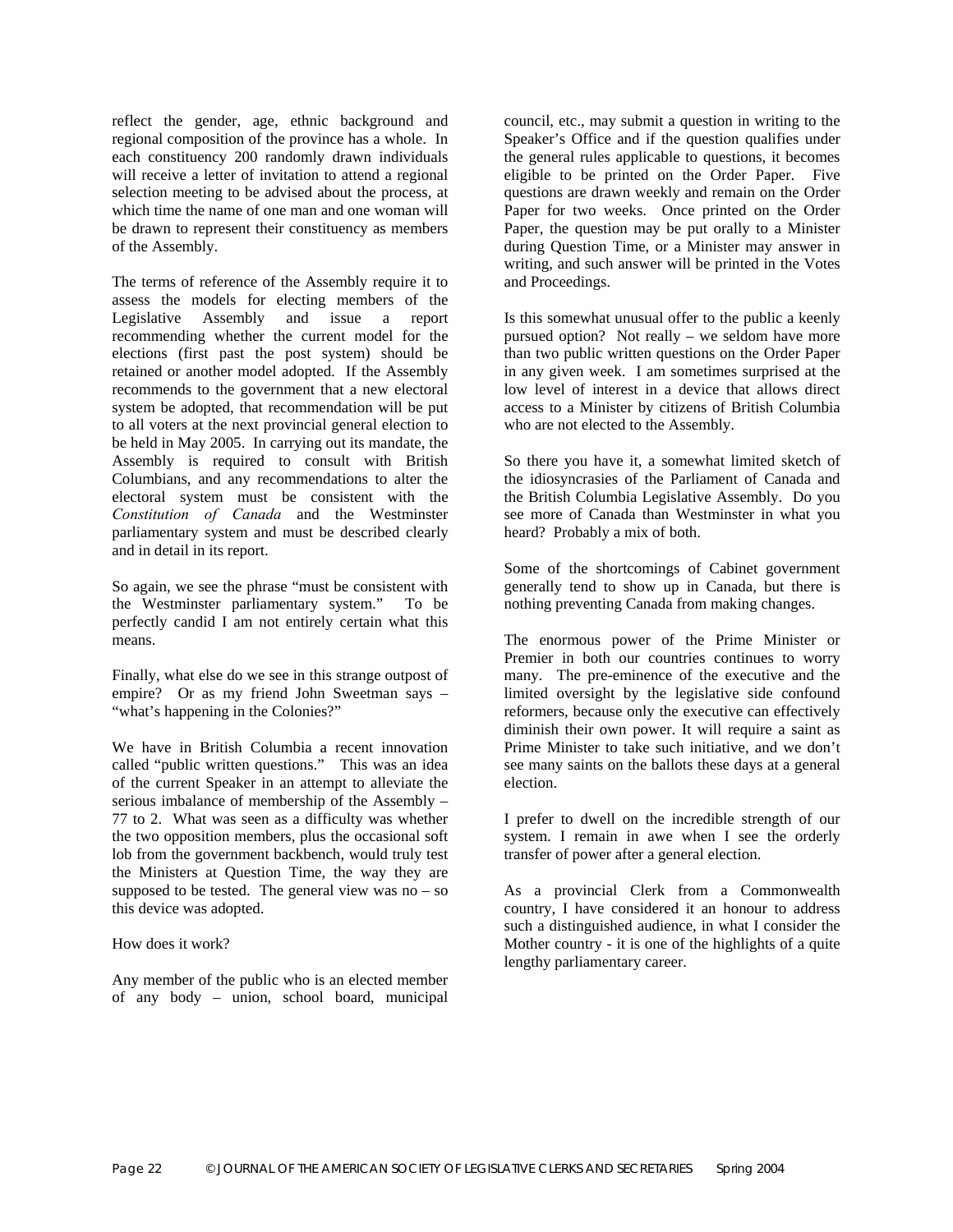reflect the gender, age, ethnic background and regional composition of the province has a whole. In each constituency 200 randomly drawn individuals will receive a letter of invitation to attend a regional selection meeting to be advised about the process, at which time the name of one man and one woman will be drawn to represent their constituency as members of the Assembly.

The terms of reference of the Assembly require it to assess the models for electing members of the Legislative Assembly and issue a report recommending whether the current model for the elections (first past the post system) should be retained or another model adopted. If the Assembly recommends to the government that a new electoral system be adopted, that recommendation will be put to all voters at the next provincial general election to be held in May 2005. In carrying out its mandate, the Assembly is required to consult with British Columbians, and any recommendations to alter the electoral system must be consistent with the *Constitution of Canada* and the Westminster parliamentary system and must be described clearly and in detail in its report.

So again, we see the phrase "must be consistent with the Westminster parliamentary system." To be perfectly candid I am not entirely certain what this means.

Finally, what else do we see in this strange outpost of empire? Or as my friend John Sweetman says – "what's happening in the Colonies?"

We have in British Columbia a recent innovation called "public written questions." This was an idea of the current Speaker in an attempt to alleviate the serious imbalance of membership of the Assembly – 77 to 2. What was seen as a difficulty was whether the two opposition members, plus the occasional soft lob from the government backbench, would truly test the Ministers at Question Time, the way they are supposed to be tested. The general view was no – so this device was adopted.

How does it work?

Any member of the public who is an elected member of any body – union, school board, municipal council, etc., may submit a question in writing to the Speaker's Office and if the question qualifies under the general rules applicable to questions, it becomes eligible to be printed on the Order Paper. Five questions are drawn weekly and remain on the Order Paper for two weeks. Once printed on the Order Paper, the question may be put orally to a Minister during Question Time, or a Minister may answer in writing, and such answer will be printed in the Votes and Proceedings.

Is this somewhat unusual offer to the public a keenly pursued option? Not really – we seldom have more than two public written questions on the Order Paper in any given week. I am sometimes surprised at the low level of interest in a device that allows direct access to a Minister by citizens of British Columbia who are not elected to the Assembly.

So there you have it, a somewhat limited sketch of the idiosyncrasies of the Parliament of Canada and the British Columbia Legislative Assembly. Do you see more of Canada than Westminster in what you heard? Probably a mix of both.

Some of the shortcomings of Cabinet government generally tend to show up in Canada, but there is nothing preventing Canada from making changes.

The enormous power of the Prime Minister or Premier in both our countries continues to worry many. The pre-eminence of the executive and the limited oversight by the legislative side confound reformers, because only the executive can effectively diminish their own power. It will require a saint as Prime Minister to take such initiative, and we don't see many saints on the ballots these days at a general election.

I prefer to dwell on the incredible strength of our system. I remain in awe when I see the orderly transfer of power after a general election.

As a provincial Clerk from a Commonwealth country, I have considered it an honour to address such a distinguished audience, in what I consider the Mother country - it is one of the highlights of a quite lengthy parliamentary career.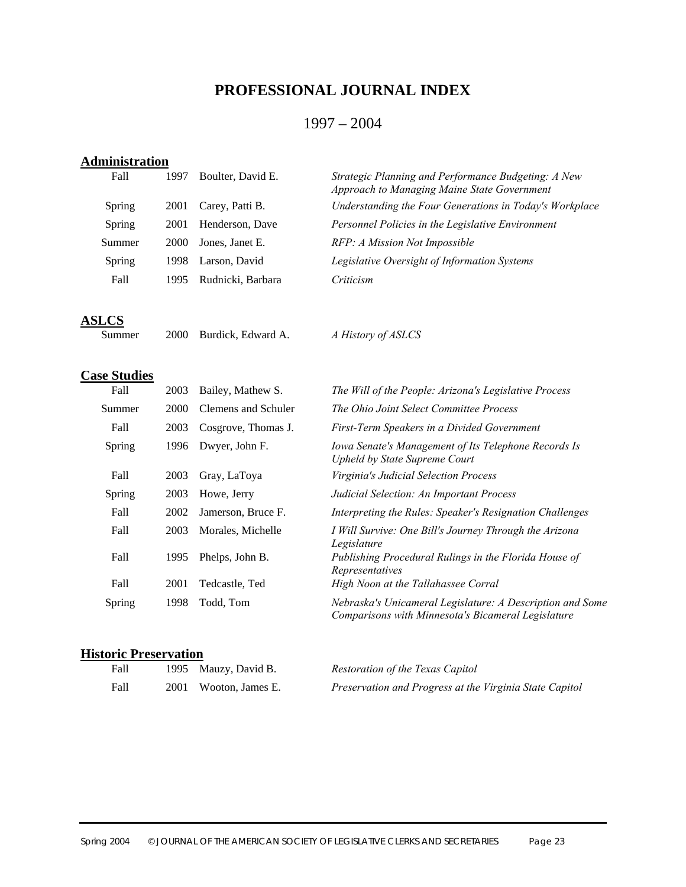# PROFESSIONAL JOURNAL INDEX

## 1997 – 2004

### Administration

| | | | |
|---|---|---|---|
| Fall | 1997 | Boulter, David E. | *Strategic Planning and Performance Budgeting: A New Approach to Managing Maine State Government* |
| Spring | 2001 | Carey, Patti B. | *Understanding the Four Generations in Today's Workplace* |
| Spring | 2001 | Henderson, Dave | *Personnel Policies in the Legislative Environment* |
| Summer | 2000 | Jones, Janet E. | *RFP: A Mission Not Impossible* |
| Spring | 1998 | Larson, David | *Legislative Oversight of Information Systems* |
| Fall | 1995 | Rudnicki, Barbara | *Criticism* |

### ASLCS

| | | | |
|---|---|---|---|
| Summer | 2000 | Burdick, Edward A. | *A History of ASLCS* |

### Case Studies

| | | | |
|---|---|---|---|
| Fall | 2003 | Bailey, Mathew S. | *The Will of the People: Arizona's Legislative Process* |
| Summer | 2000 | Clemens and Schuler | *The Ohio Joint Select Committee Process* |
| Fall | 2003 | Cosgrove, Thomas J. | *First-Term Speakers in a Divided Government* |
| Spring | 1996 | Dwyer, John F. | *Iowa Senate's Management of Its Telephone Records Is Upheld by State Supreme Court* |
| Fall | 2003 | Gray, LaToya | *Virginia's Judicial Selection Process* |
| Spring | 2003 | Howe, Jerry | *Judicial Selection: An Important Process* |
| Fall | 2002 | Jamerson, Bruce F. | *Interpreting the Rules: Speaker's Resignation Challenges* |
| Fall | 2003 | Morales, Michelle | *I Will Survive: One Bill's Journey Through the Arizona Legislature* |
| Fall | 1995 | Phelps, John B. | *Publishing Procedural Rulings in the Florida House of Representatives* |
| Fall | 2001 | Tedcastle, Ted | *High Noon at the Tallahassee Corral* |
| Spring | 1998 | Todd, Tom | *Nebraska's Unicameral Legislature: A Description and Some Comparisons with Minnesota's Bicameral Legislature* |

### Historic Preservation

| | | | |
|---|---|---|---|
| Fall | 1995 | Mauzy, David B. | *Restoration of the Texas Capitol* |
| Fall | 2001 | Wooton, James E. | *Preservation and Progress at the Virginia State Capitol* |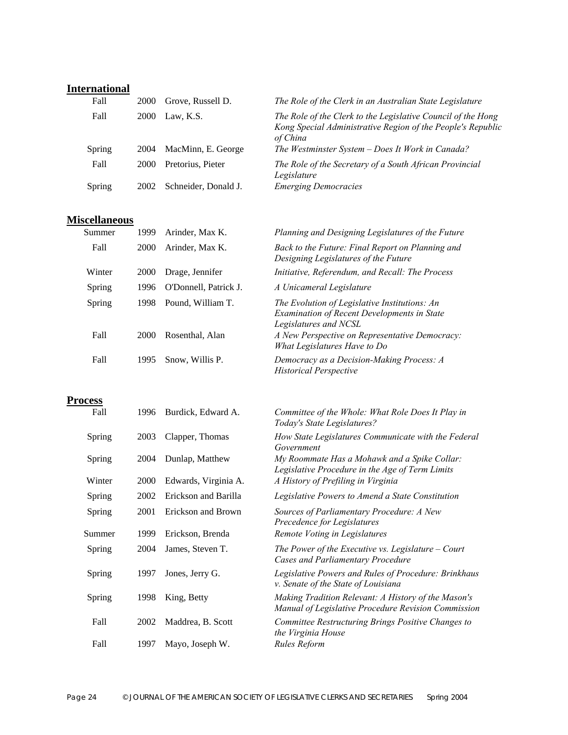## International

| | | | |
|---|---|---|---|
| Fall | 2000 | Grove, Russell D. | *The Role of the Clerk in an Australian State Legislature* |
| Fall | 2000 | Law, K.S. | *The Role of the Clerk to the Legislative Council of the Hong Kong Special Administrative Region of the People's Republic of China* |
| Spring | 2004 | MacMinn, E. George | *The Westminster System – Does It Work in Canada?* |
| Fall | 2000 | Pretorius, Pieter | *The Role of the Secretary of a South African Provincial Legislature* |
| Spring | 2002 | Schneider, Donald J. | *Emerging Democracies* |

## Miscellaneous

| | | | |
|---|---|---|---|
| Summer | 1999 | Arinder, Max K. | *Planning and Designing Legislatures of the Future* |
| Fall | 2000 | Arinder, Max K. | *Back to the Future: Final Report on Planning and Designing Legislatures of the Future* |
| Winter | 2000 | Drage, Jennifer | *Initiative, Referendum, and Recall: The Process* |
| Spring | 1996 | O'Donnell, Patrick J. | *A Unicameral Legislature* |
| Spring | 1998 | Pound, William T. | *The Evolution of Legislative Institutions: An Examination of Recent Developments in State Legislatures and NCSL* |
| Fall | 2000 | Rosenthal, Alan | *A New Perspective on Representative Democracy: What Legislatures Have to Do* |
| Fall | 1995 | Snow, Willis P. | *Democracy as a Decision-Making Process: A Historical Perspective* |

## Process

| | | | |
|---|---|---|---|
| Fall | 1996 | Burdick, Edward A. | *Committee of the Whole: What Role Does It Play in Today's State Legislatures?* |
| Spring | 2003 | Clapper, Thomas | *How State Legislatures Communicate with the Federal Government* |
| Spring | 2004 | Dunlap, Matthew | *My Roommate Has a Mohawk and a Spike Collar: Legislative Procedure in the Age of Term Limits* |
| Winter | 2000 | Edwards, Virginia A. | *A History of Prefiling in Virginia* |
| Spring | 2002 | Erickson and Barilla | *Legislative Powers to Amend a State Constitution* |
| Spring | 2001 | Erickson and Brown | *Sources of Parliamentary Procedure: A New Precedence for Legislatures* |
| Summer | 1999 | Erickson, Brenda | *Remote Voting in Legislatures* |
| Spring | 2004 | James, Steven T. | *The Power of the Executive vs. Legislature – Court Cases and Parliamentary Procedure* |
| Spring | 1997 | Jones, Jerry G. | *Legislative Powers and Rules of Procedure: Brinkhaus v. Senate of the State of Louisiana* |
| Spring | 1998 | King, Betty | *Making Tradition Relevant: A History of the Mason's Manual of Legislative Procedure Revision Commission* |
| Fall | 2002 | Maddrea, B. Scott | *Committee Restructuring Brings Positive Changes to the Virginia House* |
| Fall | 1997 | Mayo, Joseph W. | *Rules Reform* |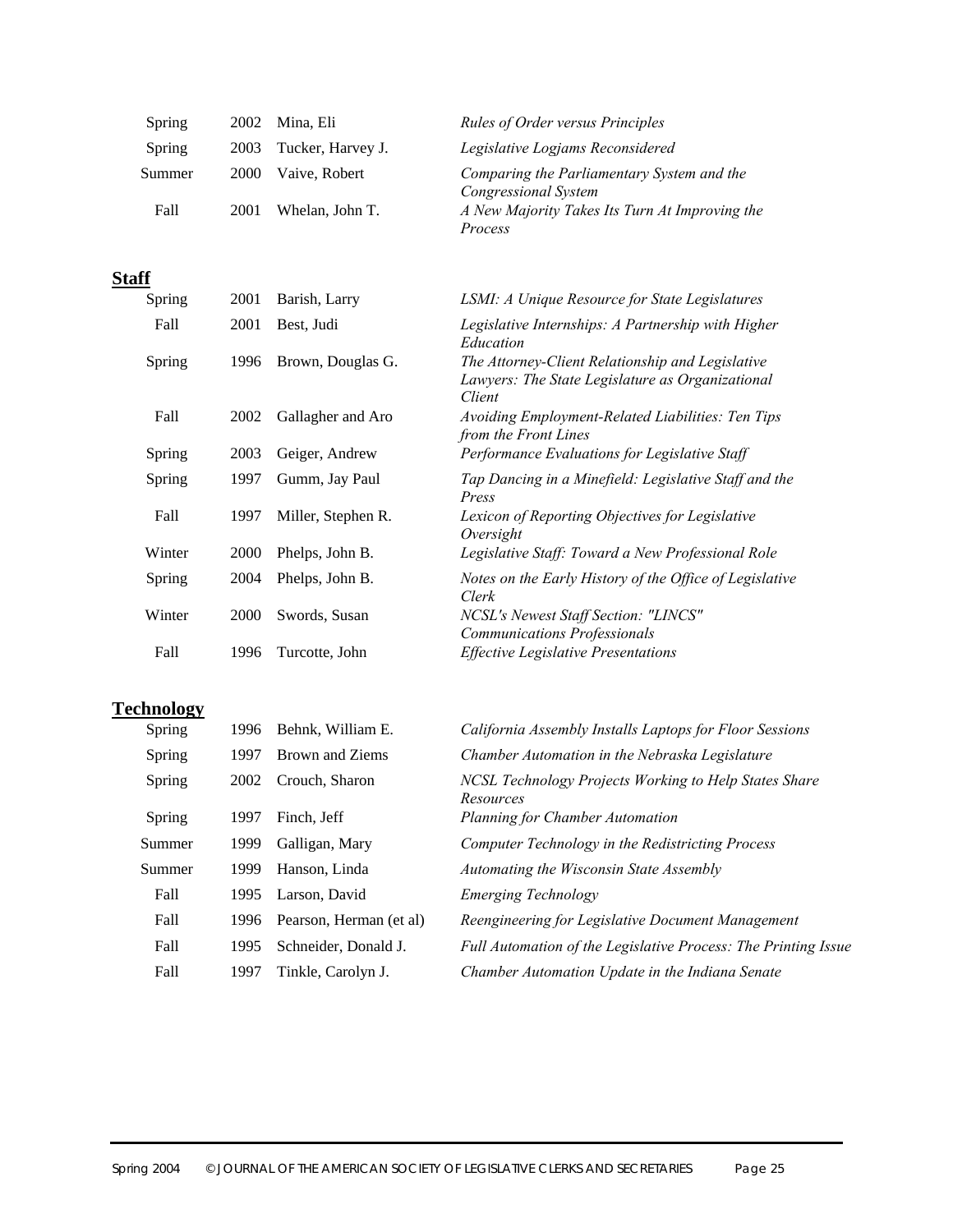| | | | |
|---|---|---|---|
| Spring | 2002 | Mina, Eli | *Rules of Order versus Principles* |
| Spring | 2003 | Tucker, Harvey J. | *Legislative Logjams Reconsidered* |
| Summer | 2000 | Vaive, Robert | *Comparing the Parliamentary System and the Congressional System* |
| Fall | 2001 | Whelan, John T. | *A New Majority Takes Its Turn At Improving the Process* |

## Staff

| | | | |
|---|---|---|---|
| Spring | 2001 | Barish, Larry | *LSMI: A Unique Resource for State Legislatures* |
| Fall | 2001 | Best, Judi | *Legislative Internships: A Partnership with Higher Education* |
| Spring | 1996 | Brown, Douglas G. | *The Attorney-Client Relationship and Legislative Lawyers: The State Legislature as Organizational Client* |
| Fall | 2002 | Gallagher and Aro | *Avoiding Employment-Related Liabilities: Ten Tips from the Front Lines* |
| Spring | 2003 | Geiger, Andrew | *Performance Evaluations for Legislative Staff* |
| Spring | 1997 | Gumm, Jay Paul | *Tap Dancing in a Minefield: Legislative Staff and the Press* |
| Fall | 1997 | Miller, Stephen R. | *Lexicon of Reporting Objectives for Legislative Oversight* |
| Winter | 2000 | Phelps, John B. | *Legislative Staff: Toward a New Professional Role* |
| Spring | 2004 | Phelps, John B. | *Notes on the Early History of the Office of Legislative Clerk* |
| Winter | 2000 | Swords, Susan | *NCSL's Newest Staff Section: "LINCS" Communications Professionals* |
| Fall | 1996 | Turcotte, John | *Effective Legislative Presentations* |

## Technology

| | | | |
|---|---|---|---|
| Spring | 1996 | Behnk, William E. | *California Assembly Installs Laptops for Floor Sessions* |
| Spring | 1997 | Brown and Ziems | *Chamber Automation in the Nebraska Legislature* |
| Spring | 2002 | Crouch, Sharon | *NCSL Technology Projects Working to Help States Share Resources* |
| Spring | 1997 | Finch, Jeff | *Planning for Chamber Automation* |
| Summer | 1999 | Galligan, Mary | *Computer Technology in the Redistricting Process* |
| Summer | 1999 | Hanson, Linda | *Automating the Wisconsin State Assembly* |
| Fall | 1995 | Larson, David | *Emerging Technology* |
| Fall | 1996 | Pearson, Herman (et al) | *Reengineering for Legislative Document Management* |
| Fall | 1995 | Schneider, Donald J. | *Full Automation of the Legislative Process: The Printing Issue* |
| Fall | 1997 | Tinkle, Carolyn J. | *Chamber Automation Update in the Indiana Senate* |